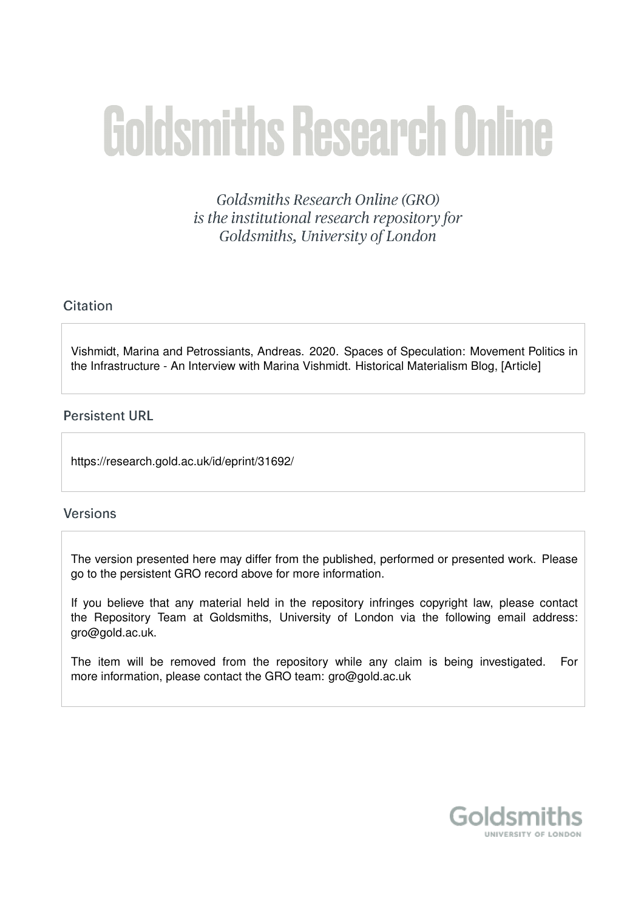# Goldsmiths Research Online

*Goldsmiths Research Online (GRO) is the institutional research repository for Goldsmiths, University of London*

## Citation

Vishmidt, Marina and Petrossiants, Andreas. 2020. Spaces of Speculation: Movement Politics in the Infrastructure - An Interview with Marina Vishmidt. Historical Materialism Blog, [Article]

## Persistent URL

https://research.gold.ac.uk/id/eprint/31692/

## Versions

The version presented here may differ from the published, performed or presented work. Please go to the persistent GRO record above for more information.

If you believe that any material held in the repository infringes copyright law, please contact the Repository Team at Goldsmiths, University of London via the following email address: gro@gold.ac.uk.

The item will be removed from the repository while any claim is being investigated. For more information, please contact the GRO team: gro@gold.ac.uk

Goldsmiths
UNIVERSITY OF LONDON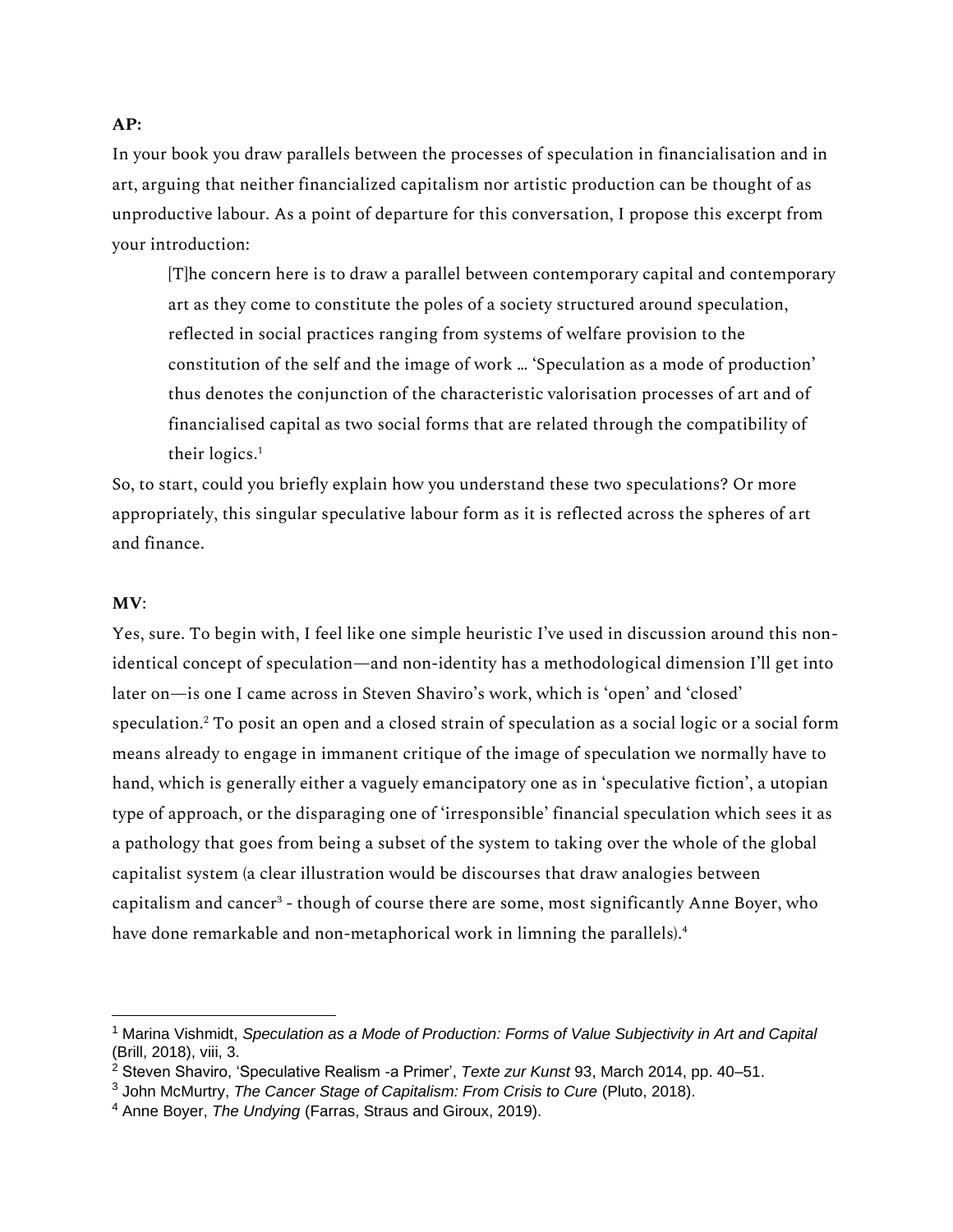**AP:**

In your book you draw parallels between the processes of speculation in financialisation and in art, arguing that neither financialized capitalism nor artistic production can be thought of as unproductive labour. As a point of departure for this conversation, I propose this excerpt from your introduction:

> [T]he concern here is to draw a parallel between contemporary capital and contemporary art as they come to constitute the poles of a society structured around speculation, reflected in social practices ranging from systems of welfare provision to the constitution of the self and the image of work … 'Speculation as a mode of production' thus denotes the conjunction of the characteristic valorisation processes of art and of financialised capital as two social forms that are related through the compatibility of their logics.[1]

So, to start, could you briefly explain how you understand these two speculations? Or more appropriately, this singular speculative labour form as it is reflected across the spheres of art and finance.

**MV**:

Yes, sure. To begin with, I feel like one simple heuristic I've used in discussion around this non-identical concept of speculation—and non-identity has a methodological dimension I'll get into later on—is one I came across in Steven Shaviro's work, which is 'open' and 'closed' speculation.[2] To posit an open and a closed strain of speculation as a social logic or a social form means already to engage in immanent critique of the image of speculation we normally have to hand, which is generally either a vaguely emancipatory one as in 'speculative fiction', a utopian type of approach, or the disparaging one of 'irresponsible' financial speculation which sees it as a pathology that goes from being a subset of the system to taking over the whole of the global capitalist system (a clear illustration would be discourses that draw analogies between capitalism and cancer[3] - though of course there are some, most significantly Anne Boyer, who have done remarkable and non-metaphorical work in limning the parallels).[4]

---

[1] Marina Vishmidt, *Speculation as a Mode of Production: Forms of Value Subjectivity in Art and Capital* (Brill, 2018), viii, 3.

[2] Steven Shaviro, 'Speculative Realism -a Primer', *Texte zur Kunst* 93, March 2014, pp. 40–51.

[3] John McMurtry, *The Cancer Stage of Capitalism: From Crisis to Cure* (Pluto, 2018).

[4] Anne Boyer, *The Undying* (Farras, Straus and Giroux, 2019).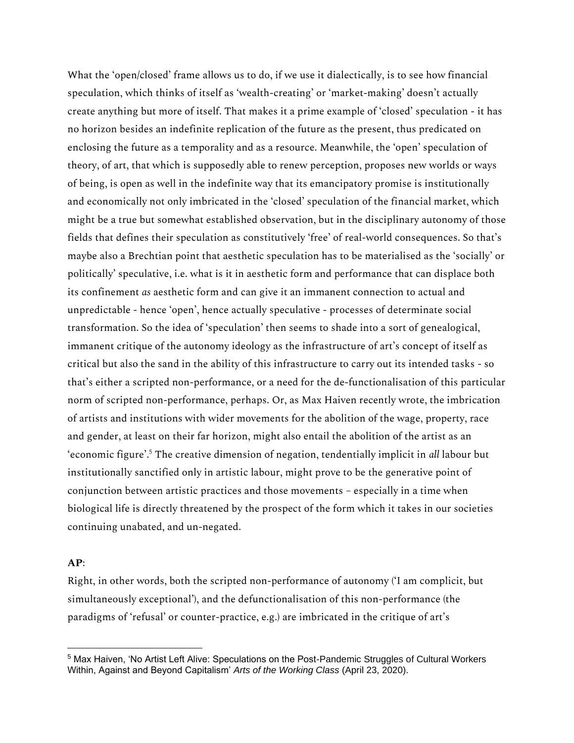What the 'open/closed' frame allows us to do, if we use it dialectically, is to see how financial speculation, which thinks of itself as 'wealth-creating' or 'market-making' doesn't actually create anything but more of itself. That makes it a prime example of 'closed' speculation - it has no horizon besides an indefinite replication of the future as the present, thus predicated on enclosing the future as a temporality and as a resource. Meanwhile, the 'open' speculation of theory, of art, that which is supposedly able to renew perception, proposes new worlds or ways of being, is open as well in the indefinite way that its emancipatory promise is institutionally and economically not only imbricated in the 'closed' speculation of the financial market, which might be a true but somewhat established observation, but in the disciplinary autonomy of those fields that defines their speculation as constitutively 'free' of real-world consequences. So that's maybe also a Brechtian point that aesthetic speculation has to be materialised as the 'socially' or politically' speculative, i.e. what is it in aesthetic form and performance that can displace both its confinement *as* aesthetic form and can give it an immanent connection to actual and unpredictable - hence 'open', hence actually speculative - processes of determinate social transformation. So the idea of 'speculation' then seems to shade into a sort of genealogical, immanent critique of the autonomy ideology as the infrastructure of art's concept of itself as critical but also the sand in the ability of this infrastructure to carry out its intended tasks - so that's either a scripted non-performance, or a need for the de-functionalisation of this particular norm of scripted non-performance, perhaps. Or, as Max Haiven recently wrote, the imbrication of artists and institutions with wider movements for the abolition of the wage, property, race and gender, at least on their far horizon, might also entail the abolition of the artist as an 'economic figure'.[5] The creative dimension of negation, tendentially implicit in *all* labour but institutionally sanctified only in artistic labour, might prove to be the generative point of conjunction between artistic practices and those movements – especially in a time when biological life is directly threatened by the prospect of the form which it takes in our societies continuing unabated, and un-negated.

**AP**:

Right, in other words, both the scripted non-performance of autonomy ('I am complicit, but simultaneously exceptional'), and the defunctionalisation of this non-performance (the paradigms of 'refusal' or counter-practice, e.g.) are imbricated in the critique of art's

---

[5] Max Haiven, 'No Artist Left Alive: Speculations on the Post-Pandemic Struggles of Cultural Workers Within, Against and Beyond Capitalism' *Arts of the Working Class* (April 23, 2020).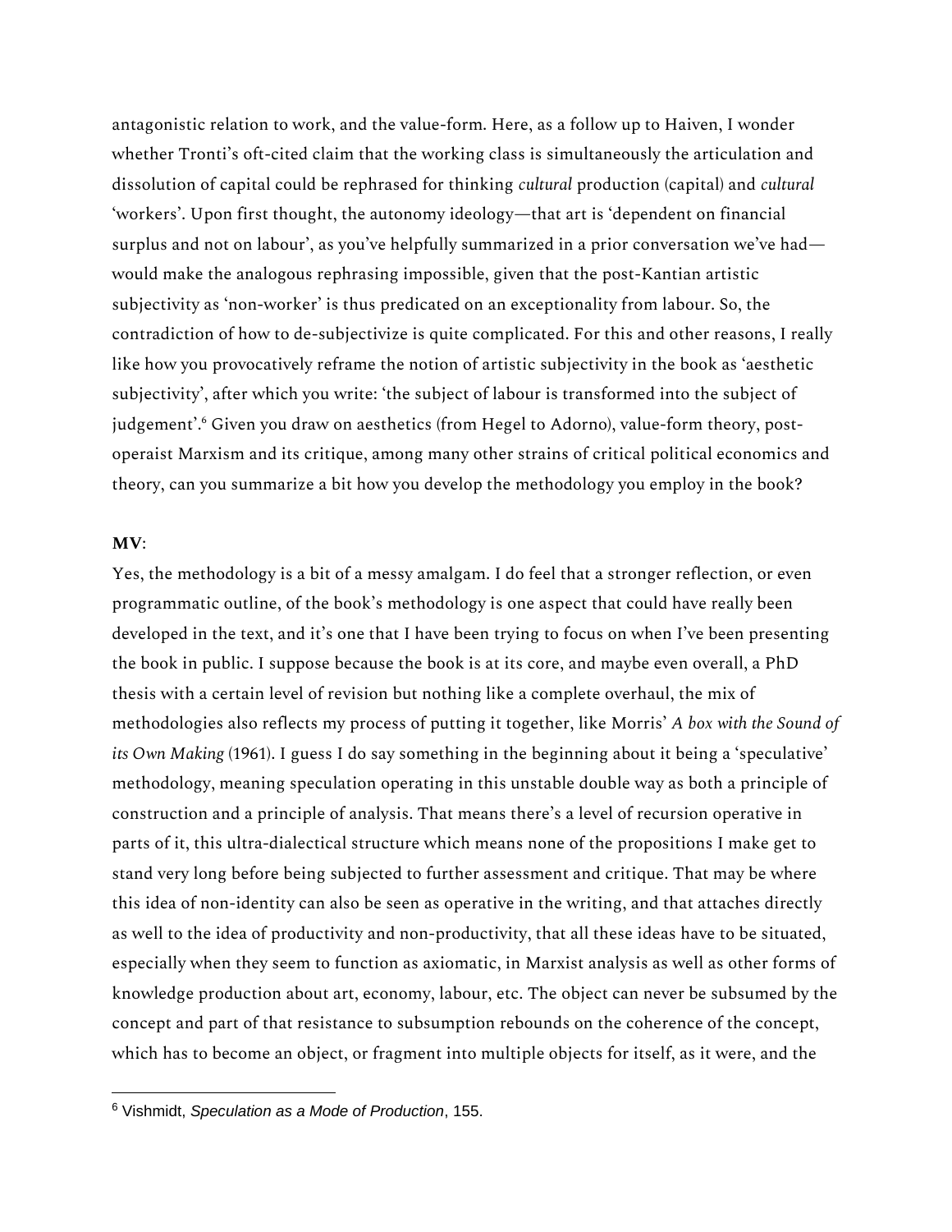antagonistic relation to work, and the value-form. Here, as a follow up to Haiven, I wonder whether Tronti's oft-cited claim that the working class is simultaneously the articulation and dissolution of capital could be rephrased for thinking *cultural* production (capital) and *cultural* 'workers'. Upon first thought, the autonomy ideology—that art is 'dependent on financial surplus and not on labour', as you've helpfully summarized in a prior conversation we've had—would make the analogous rephrasing impossible, given that the post-Kantian artistic subjectivity as 'non-worker' is thus predicated on an exceptionality from labour. So, the contradiction of how to de-subjectivize is quite complicated. For this and other reasons, I really like how you provocatively reframe the notion of artistic subjectivity in the book as 'aesthetic subjectivity', after which you write: 'the subject of labour is transformed into the subject of judgement'.[6] Given you draw on aesthetics (from Hegel to Adorno), value-form theory, post-operaist Marxism and its critique, among many other strains of critical political economics and theory, can you summarize a bit how you develop the methodology you employ in the book?

**MV**:

Yes, the methodology is a bit of a messy amalgam. I do feel that a stronger reflection, or even programmatic outline, of the book's methodology is one aspect that could have really been developed in the text, and it's one that I have been trying to focus on when I've been presenting the book in public. I suppose because the book is at its core, and maybe even overall, a PhD thesis with a certain level of revision but nothing like a complete overhaul, the mix of methodologies also reflects my process of putting it together, like Morris' *A box with the Sound of its Own Making* (1961). I guess I do say something in the beginning about it being a 'speculative' methodology, meaning speculation operating in this unstable double way as both a principle of construction and a principle of analysis. That means there's a level of recursion operative in parts of it, this ultra-dialectical structure which means none of the propositions I make get to stand very long before being subjected to further assessment and critique. That may be where this idea of non-identity can also be seen as operative in the writing, and that attaches directly as well to the idea of productivity and non-productivity, that all these ideas have to be situated, especially when they seem to function as axiomatic, in Marxist analysis as well as other forms of knowledge production about art, economy, labour, etc. The object can never be subsumed by the concept and part of that resistance to subsumption rebounds on the coherence of the concept, which has to become an object, or fragment into multiple objects for itself, as it were, and the

[6] Vishmidt, *Speculation as a Mode of Production*, 155.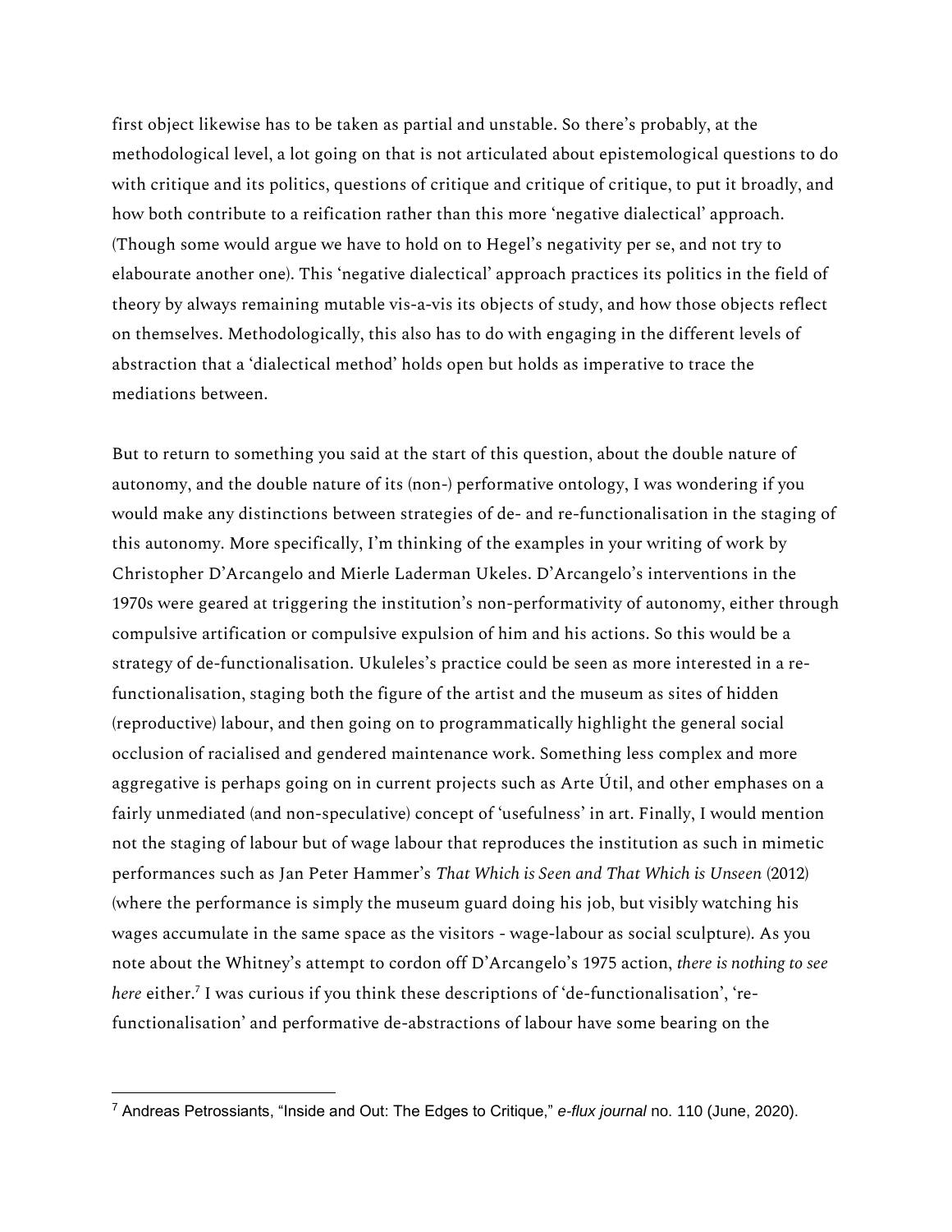first object likewise has to be taken as partial and unstable. So there's probably, at the methodological level, a lot going on that is not articulated about epistemological questions to do with critique and its politics, questions of critique and critique of critique, to put it broadly, and how both contribute to a reification rather than this more 'negative dialectical' approach. (Though some would argue we have to hold on to Hegel's negativity per se, and not try to elabourate another one). This 'negative dialectical' approach practices its politics in the field of theory by always remaining mutable vis-a-vis its objects of study, and how those objects reflect on themselves. Methodologically, this also has to do with engaging in the different levels of abstraction that a 'dialectical method' holds open but holds as imperative to trace the mediations between.

But to return to something you said at the start of this question, about the double nature of autonomy, and the double nature of its (non-) performative ontology, I was wondering if you would make any distinctions between strategies of de- and re-functionalisation in the staging of this autonomy. More specifically, I'm thinking of the examples in your writing of work by Christopher D'Arcangelo and Mierle Laderman Ukeles. D'Arcangelo's interventions in the 1970s were geared at triggering the institution's non-performativity of autonomy, either through compulsive artification or compulsive expulsion of him and his actions. So this would be a strategy of de-functionalisation. Ukuleles's practice could be seen as more interested in a re-functionalisation, staging both the figure of the artist and the museum as sites of hidden (reproductive) labour, and then going on to programmatically highlight the general social occlusion of racialised and gendered maintenance work. Something less complex and more aggregative is perhaps going on in current projects such as Arte Útil, and other emphases on a fairly unmediated (and non-speculative) concept of 'usefulness' in art. Finally, I would mention not the staging of labour but of wage labour that reproduces the institution as such in mimetic performances such as Jan Peter Hammer's *That Which is Seen and That Which is Unseen* (2012) (where the performance is simply the museum guard doing his job, but visibly watching his wages accumulate in the same space as the visitors - wage-labour as social sculpture). As you note about the Whitney's attempt to cordon off D'Arcangelo's 1975 action, *there is nothing to see here* either.[7] I was curious if you think these descriptions of 'de-functionalisation', 're-functionalisation' and performative de-abstractions of labour have some bearing on the

---

[7] Andreas Petrossiants, "Inside and Out: The Edges to Critique," *e-flux journal* no. 110 (June, 2020).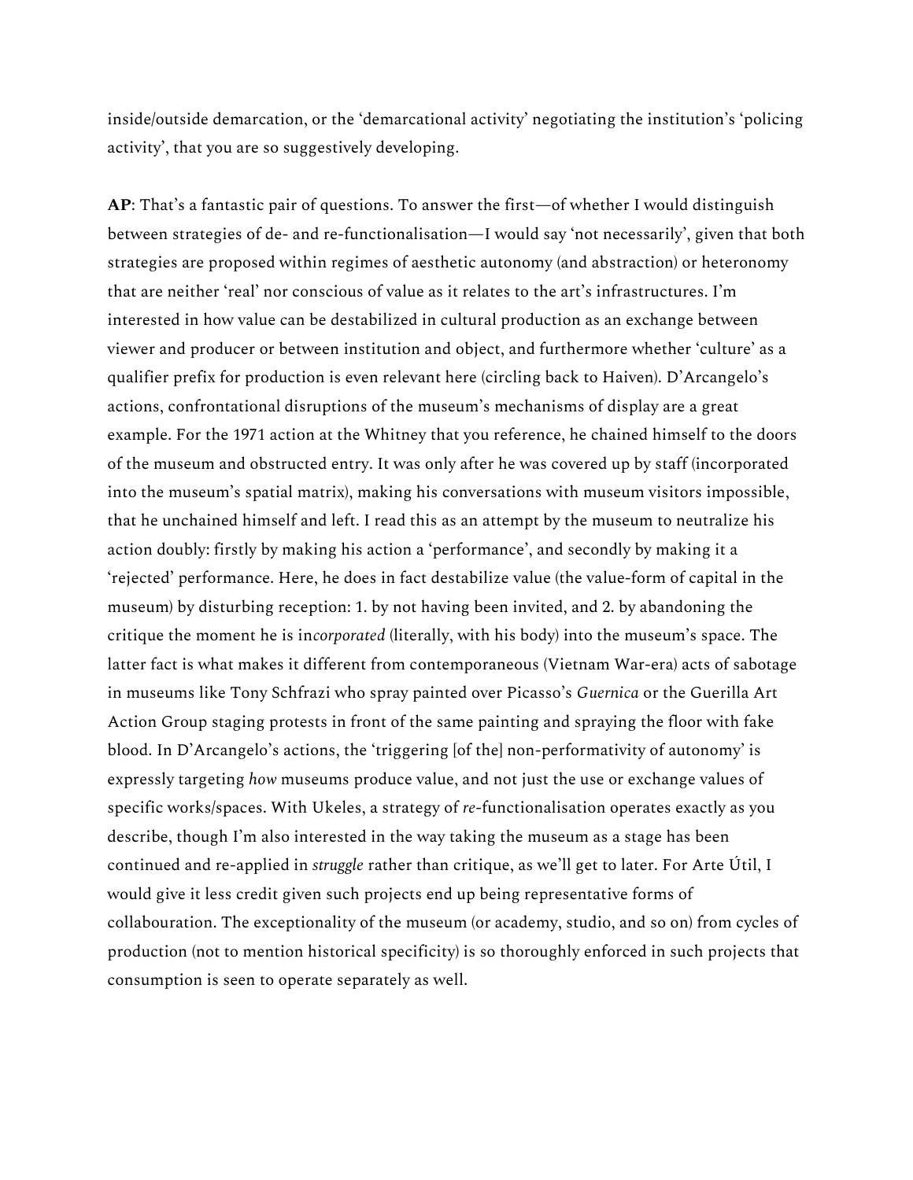inside/outside demarcation, or the 'demarcational activity' negotiating the institution's 'policing activity', that you are so suggestively developing.

**AP**: That's a fantastic pair of questions. To answer the first—of whether I would distinguish between strategies of de- and re-functionalisation—I would say 'not necessarily', given that both strategies are proposed within regimes of aesthetic autonomy (and abstraction) or heteronomy that are neither 'real' nor conscious of value as it relates to the art's infrastructures. I'm interested in how value can be destabilized in cultural production as an exchange between viewer and producer or between institution and object, and furthermore whether 'culture' as a qualifier prefix for production is even relevant here (circling back to Haiven). D'Arcangelo's actions, confrontational disruptions of the museum's mechanisms of display are a great example. For the 1971 action at the Whitney that you reference, he chained himself to the doors of the museum and obstructed entry. It was only after he was covered up by staff (incorporated into the museum's spatial matrix), making his conversations with museum visitors impossible, that he unchained himself and left. I read this as an attempt by the museum to neutralize his action doubly: firstly by making his action a 'performance', and secondly by making it a 'rejected' performance. Here, he does in fact destabilize value (the value-form of capital in the museum) by disturbing reception: 1. by not having been invited, and 2. by abandoning the critique the moment he is in*corporated* (literally, with his body) into the museum's space. The latter fact is what makes it different from contemporaneous (Vietnam War-era) acts of sabotage in museums like Tony Schfrazi who spray painted over Picasso's *Guernica* or the Guerilla Art Action Group staging protests in front of the same painting and spraying the floor with fake blood. In D'Arcangelo's actions, the 'triggering [of the] non-performativity of autonomy' is expressly targeting *how* museums produce value, and not just the use or exchange values of specific works/spaces. With Ukeles, a strategy of *re*-functionalisation operates exactly as you describe, though I'm also interested in the way taking the museum as a stage has been continued and re-applied in *struggle* rather than critique, as we'll get to later. For Arte Útil, I would give it less credit given such projects end up being representative forms of collabouration. The exceptionality of the museum (or academy, studio, and so on) from cycles of production (not to mention historical specificity) is so thoroughly enforced in such projects that consumption is seen to operate separately as well.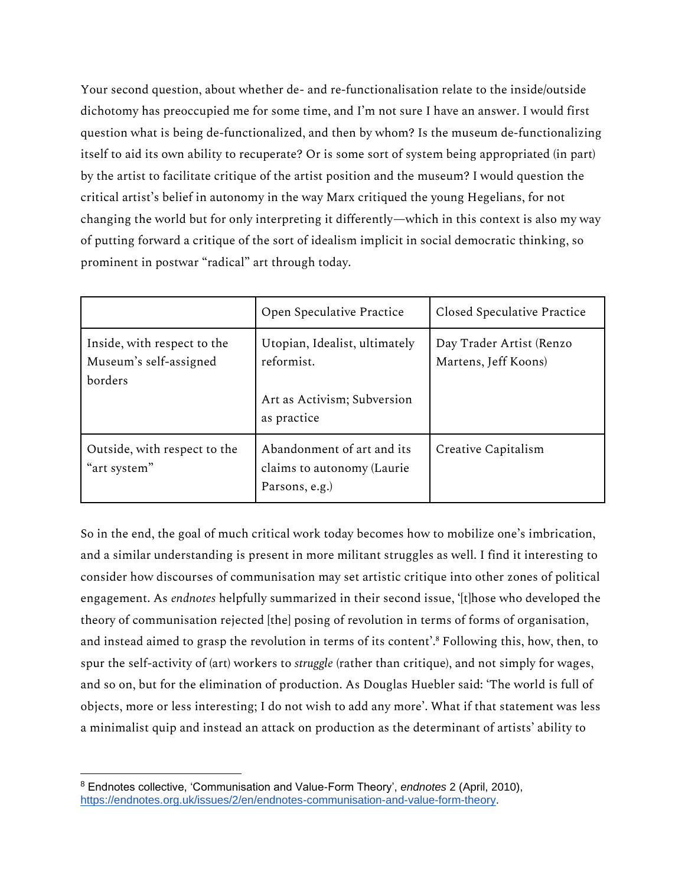Your second question, about whether de- and re-functionalisation relate to the inside/outside dichotomy has preoccupied me for some time, and I'm not sure I have an answer. I would first question what is being de-functionalized, and then by whom? Is the museum de-functionalizing itself to aid its own ability to recuperate? Or is some sort of system being appropriated (in part) by the artist to facilitate critique of the artist position and the museum? I would question the critical artist's belief in autonomy in the way Marx critiqued the young Hegelians, for not changing the world but for only interpreting it differently—which in this context is also my way of putting forward a critique of the sort of idealism implicit in social democratic thinking, so prominent in postwar "radical" art through today.

| | Open Speculative Practice | Closed Speculative Practice |
|---|---|---|
| Inside, with respect to the Museum's self-assigned borders | Utopian, Idealist, ultimately reformist.<br><br>Art as Activism; Subversion as practice | Day Trader Artist (Renzo Martens, Jeff Koons) |
| Outside, with respect to the "art system" | Abandonment of art and its claims to autonomy (Laurie Parsons, e.g.) | Creative Capitalism |

So in the end, the goal of much critical work today becomes how to mobilize one's imbrication, and a similar understanding is present in more militant struggles as well. I find it interesting to consider how discourses of communisation may set artistic critique into other zones of political engagement. As *endnotes* helpfully summarized in their second issue, '[t]hose who developed the theory of communisation rejected [the] posing of revolution in terms of forms of organisation, and instead aimed to grasp the revolution in terms of its content'.[8] Following this, how, then, to spur the self-activity of (art) workers to *struggle* (rather than critique), and not simply for wages, and so on, but for the elimination of production. As Douglas Huebler said: 'The world is full of objects, more or less interesting; I do not wish to add any more'. What if that statement was less a minimalist quip and instead an attack on production as the determinant of artists' ability to

[8] Endnotes collective, 'Communisation and Value-Form Theory', *endnotes* 2 (April, 2010), https://endnotes.org.uk/issues/2/en/endnotes-communisation-and-value-form-theory.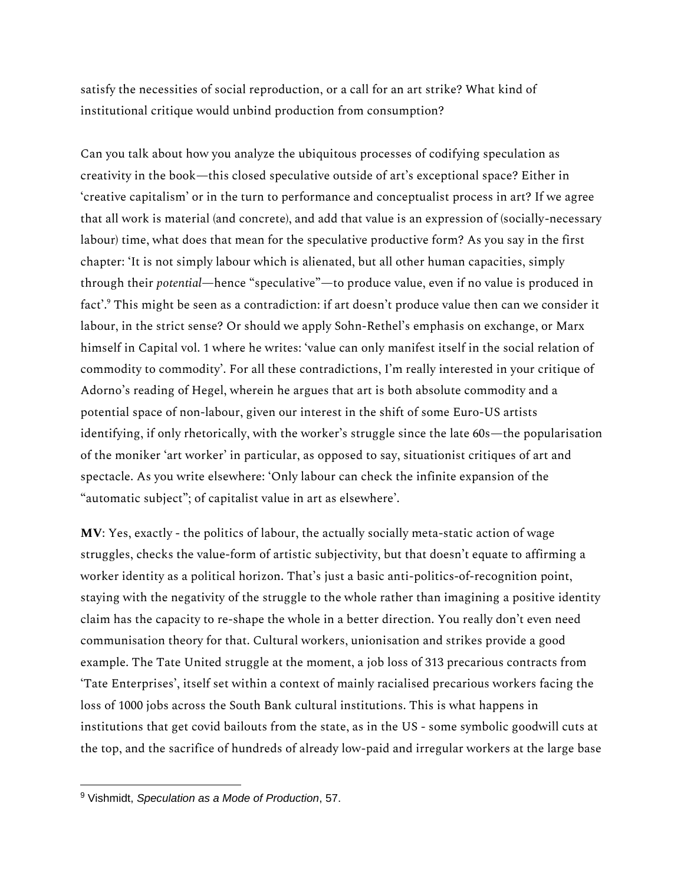satisfy the necessities of social reproduction, or a call for an art strike? What kind of institutional critique would unbind production from consumption?

Can you talk about how you analyze the ubiquitous processes of codifying speculation as creativity in the book—this closed speculative outside of art's exceptional space? Either in 'creative capitalism' or in the turn to performance and conceptualist process in art? If we agree that all work is material (and concrete), and add that value is an expression of (socially-necessary labour) time, what does that mean for the speculative productive form? As you say in the first chapter: 'It is not simply labour which is alienated, but all other human capacities, simply through their *potential*—hence "speculative"—to produce value, even if no value is produced in fact'.[9] This might be seen as a contradiction: if art doesn't produce value then can we consider it labour, in the strict sense? Or should we apply Sohn-Rethel's emphasis on exchange, or Marx himself in Capital vol. 1 where he writes: 'value can only manifest itself in the social relation of commodity to commodity'. For all these contradictions, I'm really interested in your critique of Adorno's reading of Hegel, wherein he argues that art is both absolute commodity and a potential space of non-labour, given our interest in the shift of some Euro-US artists identifying, if only rhetorically, with the worker's struggle since the late 60s—the popularisation of the moniker 'art worker' in particular, as opposed to say, situationist critiques of art and spectacle. As you write elsewhere: 'Only labour can check the infinite expansion of the "automatic subject"; of capitalist value in art as elsewhere'.

**MV**: Yes, exactly - the politics of labour, the actually socially meta-static action of wage struggles, checks the value-form of artistic subjectivity, but that doesn't equate to affirming a worker identity as a political horizon. That's just a basic anti-politics-of-recognition point, staying with the negativity of the struggle to the whole rather than imagining a positive identity claim has the capacity to re-shape the whole in a better direction. You really don't even need communisation theory for that. Cultural workers, unionisation and strikes provide a good example. The Tate United struggle at the moment, a job loss of 313 precarious contracts from 'Tate Enterprises', itself set within a context of mainly racialised precarious workers facing the loss of 1000 jobs across the South Bank cultural institutions. This is what happens in institutions that get covid bailouts from the state, as in the US - some symbolic goodwill cuts at the top, and the sacrifice of hundreds of already low-paid and irregular workers at the large base

[9] Vishmidt, *Speculation as a Mode of Production*, 57.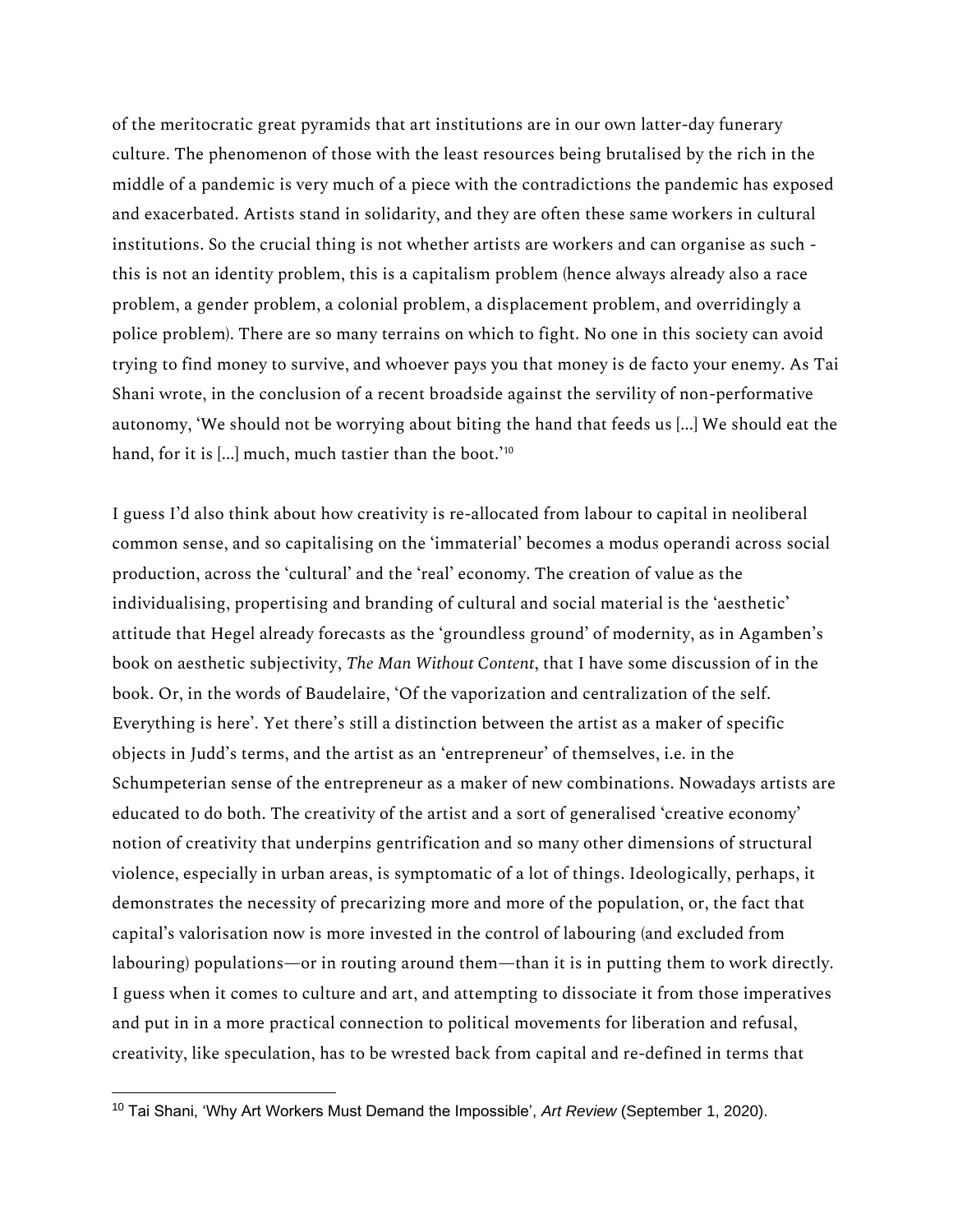of the meritocratic great pyramids that art institutions are in our own latter-day funerary culture. The phenomenon of those with the least resources being brutalised by the rich in the middle of a pandemic is very much of a piece with the contradictions the pandemic has exposed and exacerbated. Artists stand in solidarity, and they are often these same workers in cultural institutions. So the crucial thing is not whether artists are workers and can organise as such - this is not an identity problem, this is a capitalism problem (hence always already also a race problem, a gender problem, a colonial problem, a displacement problem, and overridingly a police problem). There are so many terrains on which to fight. No one in this society can avoid trying to find money to survive, and whoever pays you that money is de facto your enemy. As Tai Shani wrote, in the conclusion of a recent broadside against the servility of non-performative autonomy, 'We should not be worrying about biting the hand that feeds us [...] We should eat the hand, for it is [...] much, much tastier than the boot.'[10]

I guess I'd also think about how creativity is re-allocated from labour to capital in neoliberal common sense, and so capitalising on the 'immaterial' becomes a modus operandi across social production, across the 'cultural' and the 'real' economy. The creation of value as the individualising, propertising and branding of cultural and social material is the 'aesthetic' attitude that Hegel already forecasts as the 'groundless ground' of modernity, as in Agamben's book on aesthetic subjectivity, *The Man Without Content*, that I have some discussion of in the book. Or, in the words of Baudelaire, 'Of the vaporization and centralization of the self. Everything is here'. Yet there's still a distinction between the artist as a maker of specific objects in Judd's terms, and the artist as an 'entrepreneur' of themselves, i.e. in the Schumpeterian sense of the entrepreneur as a maker of new combinations. Nowadays artists are educated to do both. The creativity of the artist and a sort of generalised 'creative economy' notion of creativity that underpins gentrification and so many other dimensions of structural violence, especially in urban areas, is symptomatic of a lot of things. Ideologically, perhaps, it demonstrates the necessity of precarizing more and more of the population, or, the fact that capital's valorisation now is more invested in the control of labouring (and excluded from labouring) populations—or in routing around them—than it is in putting them to work directly. I guess when it comes to culture and art, and attempting to dissociate it from those imperatives and put in in a more practical connection to political movements for liberation and refusal, creativity, like speculation, has to be wrested back from capital and re-defined in terms that

[10] Tai Shani, 'Why Art Workers Must Demand the Impossible', *Art Review* (September 1, 2020).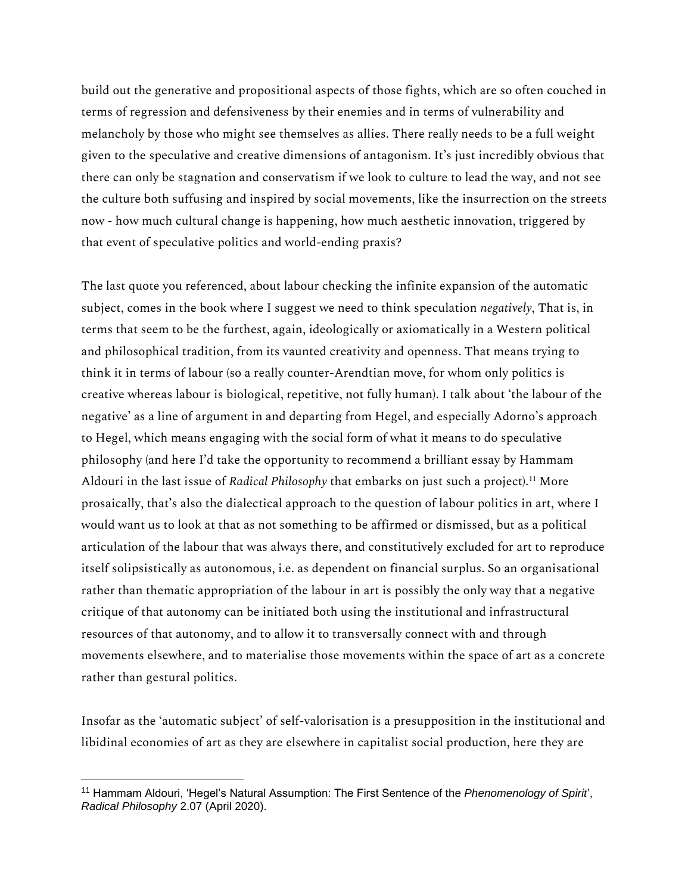build out the generative and propositional aspects of those fights, which are so often couched in terms of regression and defensiveness by their enemies and in terms of vulnerability and melancholy by those who might see themselves as allies. There really needs to be a full weight given to the speculative and creative dimensions of antagonism. It's just incredibly obvious that there can only be stagnation and conservatism if we look to culture to lead the way, and not see the culture both suffusing and inspired by social movements, like the insurrection on the streets now - how much cultural change is happening, how much aesthetic innovation, triggered by that event of speculative politics and world-ending praxis?

The last quote you referenced, about labour checking the infinite expansion of the automatic subject, comes in the book where I suggest we need to think speculation *negatively*, That is, in terms that seem to be the furthest, again, ideologically or axiomatically in a Western political and philosophical tradition, from its vaunted creativity and openness. That means trying to think it in terms of labour (so a really counter-Arendtian move, for whom only politics is creative whereas labour is biological, repetitive, not fully human). I talk about 'the labour of the negative' as a line of argument in and departing from Hegel, and especially Adorno's approach to Hegel, which means engaging with the social form of what it means to do speculative philosophy (and here I'd take the opportunity to recommend a brilliant essay by Hammam Aldouri in the last issue of *Radical Philosophy* that embarks on just such a project).[11] More prosaically, that's also the dialectical approach to the question of labour politics in art, where I would want us to look at that as not something to be affirmed or dismissed, but as a political articulation of the labour that was always there, and constitutively excluded for art to reproduce itself solipsistically as autonomous, i.e. as dependent on financial surplus. So an organisational rather than thematic appropriation of the labour in art is possibly the only way that a negative critique of that autonomy can be initiated both using the institutional and infrastructural resources of that autonomy, and to allow it to transversally connect with and through movements elsewhere, and to materialise those movements within the space of art as a concrete rather than gestural politics.

Insofar as the 'automatic subject' of self-valorisation is a presupposition in the institutional and libidinal economies of art as they are elsewhere in capitalist social production, here they are

---

[11] Hammam Aldouri, 'Hegel's Natural Assumption: The First Sentence of the *Phenomenology of Spirit*', *Radical Philosophy* 2.07 (April 2020).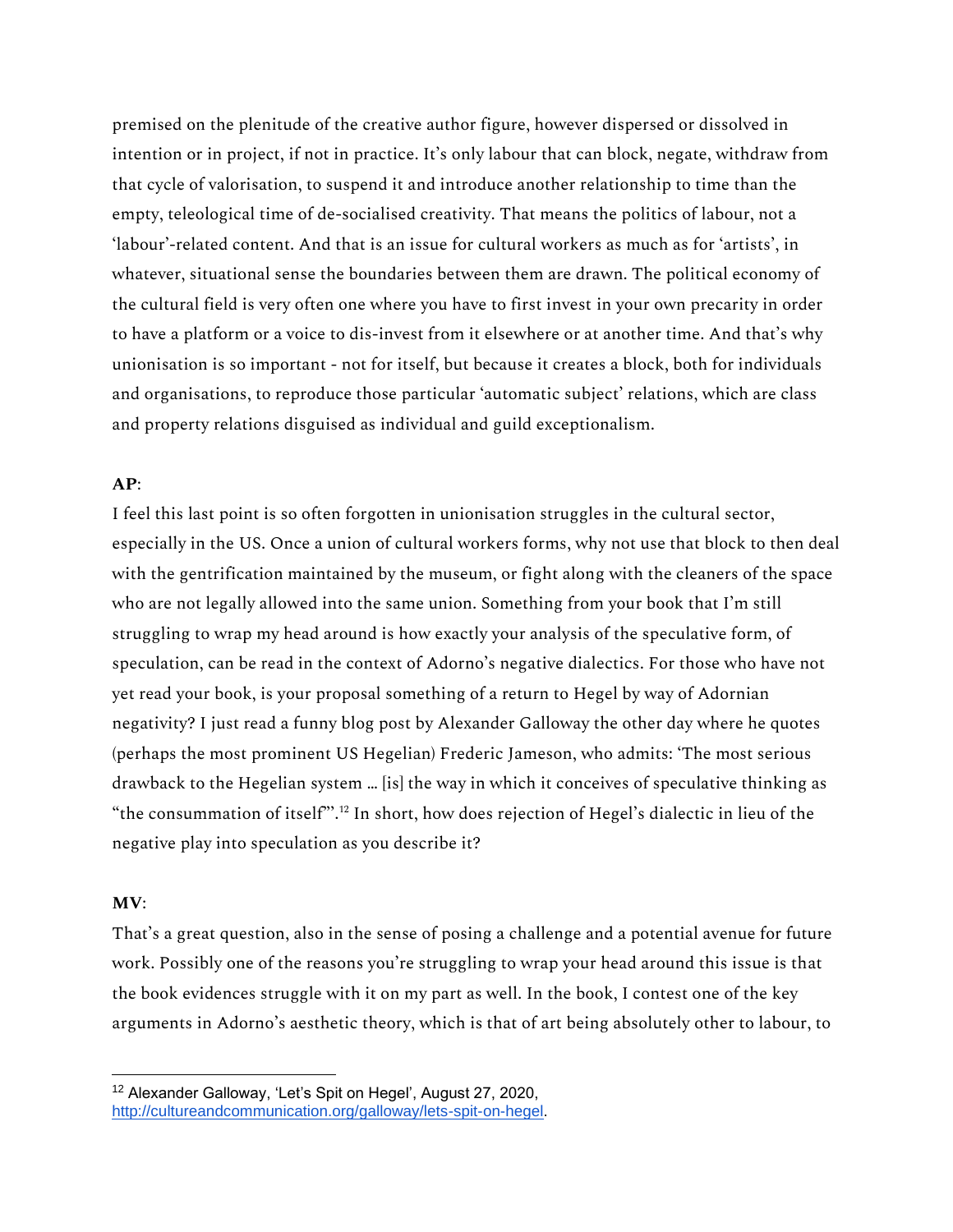premised on the plenitude of the creative author figure, however dispersed or dissolved in intention or in project, if not in practice. It's only labour that can block, negate, withdraw from that cycle of valorisation, to suspend it and introduce another relationship to time than the empty, teleological time of de-socialised creativity. That means the politics of labour, not a 'labour'-related content. And that is an issue for cultural workers as much as for 'artists', in whatever, situational sense the boundaries between them are drawn. The political economy of the cultural field is very often one where you have to first invest in your own precarity in order to have a platform or a voice to dis-invest from it elsewhere or at another time. And that's why unionisation is so important - not for itself, but because it creates a block, both for individuals and organisations, to reproduce those particular 'automatic subject' relations, which are class and property relations disguised as individual and guild exceptionalism.

**AP**:

I feel this last point is so often forgotten in unionisation struggles in the cultural sector, especially in the US. Once a union of cultural workers forms, why not use that block to then deal with the gentrification maintained by the museum, or fight along with the cleaners of the space who are not legally allowed into the same union. Something from your book that I'm still struggling to wrap my head around is how exactly your analysis of the speculative form, of speculation, can be read in the context of Adorno's negative dialectics. For those who have not yet read your book, is your proposal something of a return to Hegel by way of Adornian negativity? I just read a funny blog post by Alexander Galloway the other day where he quotes (perhaps the most prominent US Hegelian) Frederic Jameson, who admits: 'The most serious drawback to the Hegelian system … [is] the way in which it conceives of speculative thinking as "the consummation of itself"'.[12] In short, how does rejection of Hegel's dialectic in lieu of the negative play into speculation as you describe it?

**MV**:

That's a great question, also in the sense of posing a challenge and a potential avenue for future work. Possibly one of the reasons you're struggling to wrap your head around this issue is that the book evidences struggle with it on my part as well. In the book, I contest one of the key arguments in Adorno's aesthetic theory, which is that of art being absolutely other to labour, to

---

[12] Alexander Galloway, 'Let's Spit on Hegel', August 27, 2020, http://cultureandcommunication.org/galloway/lets-spit-on-hegel.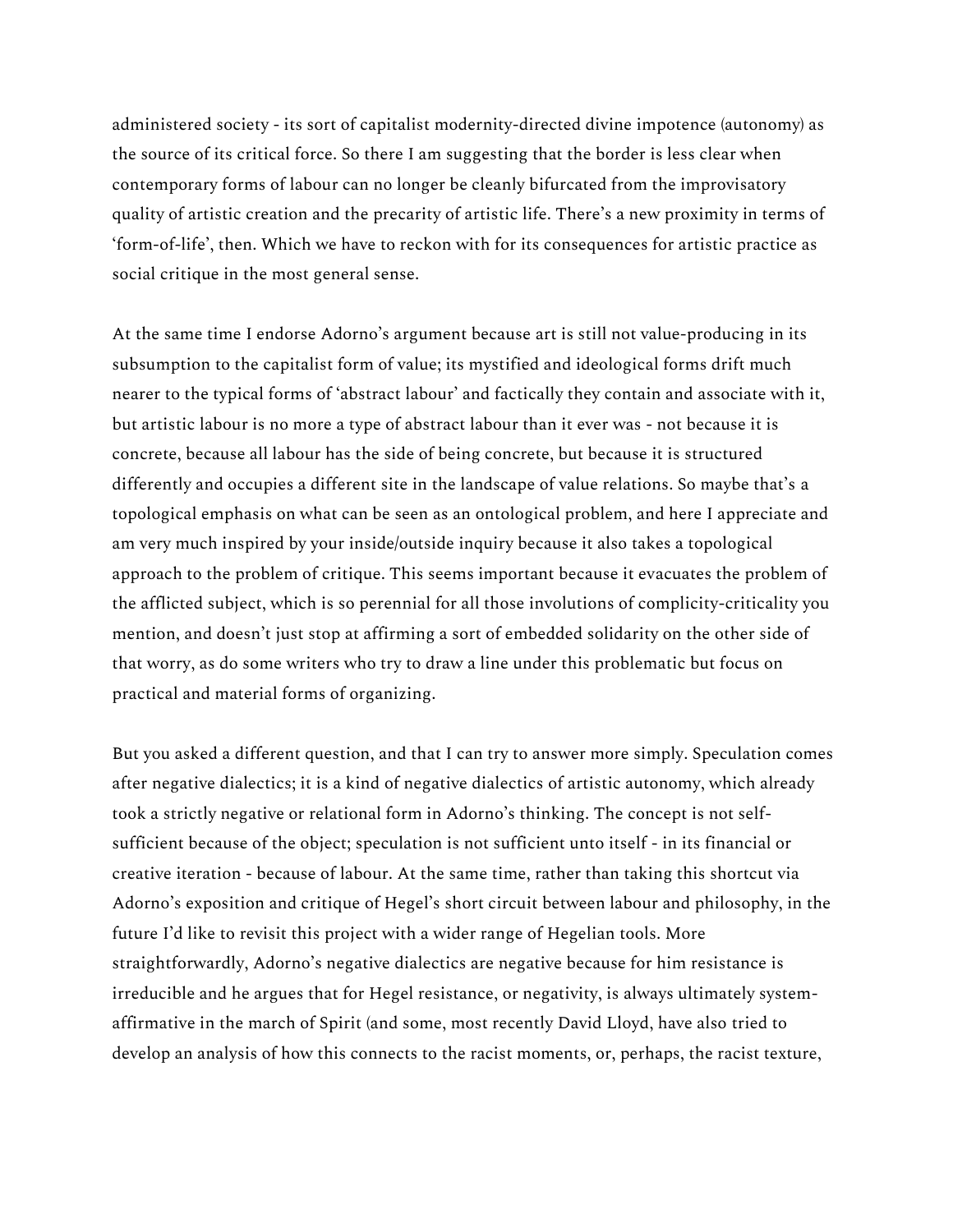administered society - its sort of capitalist modernity-directed divine impotence (autonomy) as the source of its critical force. So there I am suggesting that the border is less clear when contemporary forms of labour can no longer be cleanly bifurcated from the improvisatory quality of artistic creation and the precarity of artistic life. There's a new proximity in terms of 'form-of-life', then. Which we have to reckon with for its consequences for artistic practice as social critique in the most general sense.

At the same time I endorse Adorno's argument because art is still not value-producing in its subsumption to the capitalist form of value; its mystified and ideological forms drift much nearer to the typical forms of 'abstract labour' and factically they contain and associate with it, but artistic labour is no more a type of abstract labour than it ever was - not because it is concrete, because all labour has the side of being concrete, but because it is structured differently and occupies a different site in the landscape of value relations. So maybe that's a topological emphasis on what can be seen as an ontological problem, and here I appreciate and am very much inspired by your inside/outside inquiry because it also takes a topological approach to the problem of critique. This seems important because it evacuates the problem of the afflicted subject, which is so perennial for all those involutions of complicity-criticality you mention, and doesn't just stop at affirming a sort of embedded solidarity on the other side of that worry, as do some writers who try to draw a line under this problematic but focus on practical and material forms of organizing.

But you asked a different question, and that I can try to answer more simply. Speculation comes after negative dialectics; it is a kind of negative dialectics of artistic autonomy, which already took a strictly negative or relational form in Adorno's thinking. The concept is not self-sufficient because of the object; speculation is not sufficient unto itself - in its financial or creative iteration - because of labour. At the same time, rather than taking this shortcut via Adorno's exposition and critique of Hegel's short circuit between labour and philosophy, in the future I'd like to revisit this project with a wider range of Hegelian tools. More straightforwardly, Adorno's negative dialectics are negative because for him resistance is irreducible and he argues that for Hegel resistance, or negativity, is always ultimately system-affirmative in the march of Spirit (and some, most recently David Lloyd, have also tried to develop an analysis of how this connects to the racist moments, or, perhaps, the racist texture,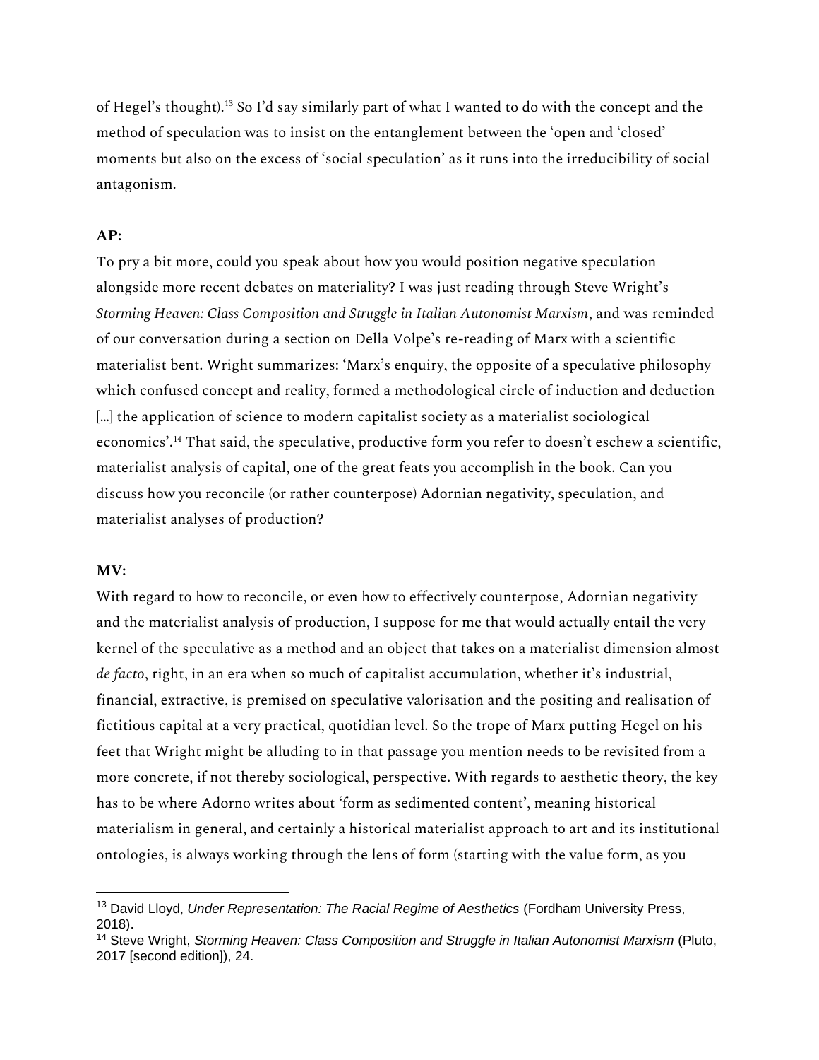of Hegel's thought).[13] So I'd say similarly part of what I wanted to do with the concept and the method of speculation was to insist on the entanglement between the 'open and 'closed' moments but also on the excess of 'social speculation' as it runs into the irreducibility of social antagonism.

**AP:**

To pry a bit more, could you speak about how you would position negative speculation alongside more recent debates on materiality? I was just reading through Steve Wright's *Storming Heaven: Class Composition and Struggle in Italian Autonomist Marxism*, and was reminded of our conversation during a section on Della Volpe's re-reading of Marx with a scientific materialist bent. Wright summarizes: 'Marx's enquiry, the opposite of a speculative philosophy which confused concept and reality, formed a methodological circle of induction and deduction […] the application of science to modern capitalist society as a materialist sociological economics'.[14] That said, the speculative, productive form you refer to doesn't eschew a scientific, materialist analysis of capital, one of the great feats you accomplish in the book. Can you discuss how you reconcile (or rather counterpose) Adornian negativity, speculation, and materialist analyses of production?

**MV:**

With regard to how to reconcile, or even how to effectively counterpose, Adornian negativity and the materialist analysis of production, I suppose for me that would actually entail the very kernel of the speculative as a method and an object that takes on a materialist dimension almost *de facto*, right, in an era when so much of capitalist accumulation, whether it's industrial, financial, extractive, is premised on speculative valorisation and the positing and realisation of fictitious capital at a very practical, quotidian level. So the trope of Marx putting Hegel on his feet that Wright might be alluding to in that passage you mention needs to be revisited from a more concrete, if not thereby sociological, perspective. With regards to aesthetic theory, the key has to be where Adorno writes about 'form as sedimented content', meaning historical materialism in general, and certainly a historical materialist approach to art and its institutional ontologies, is always working through the lens of form (starting with the value form, as you

[13] David Lloyd, *Under Representation: The Racial Regime of Aesthetics* (Fordham University Press, 2018).

[14] Steve Wright, *Storming Heaven: Class Composition and Struggle in Italian Autonomist Marxism* (Pluto, 2017 [second edition]), 24.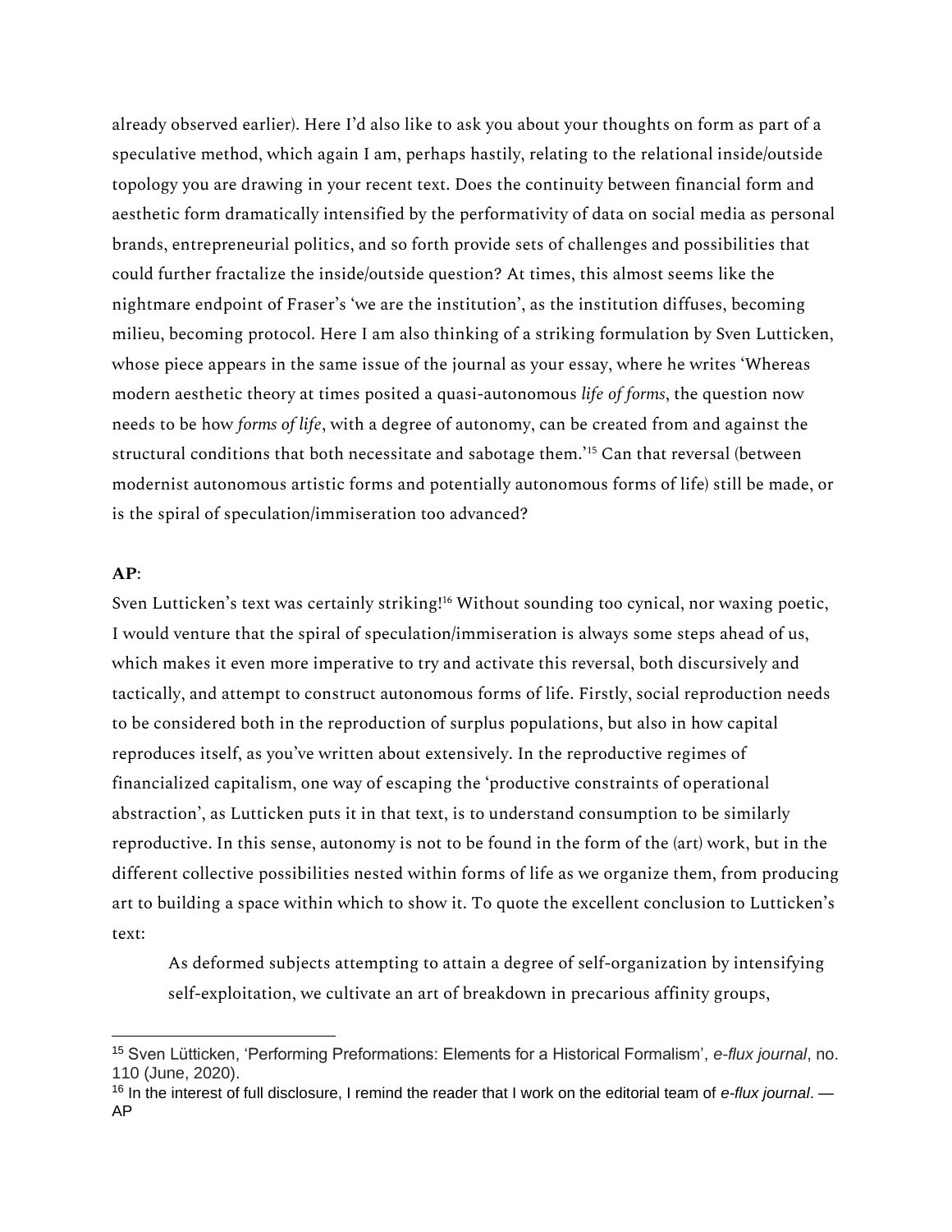already observed earlier). Here I'd also like to ask you about your thoughts on form as part of a speculative method, which again I am, perhaps hastily, relating to the relational inside/outside topology you are drawing in your recent text. Does the continuity between financial form and aesthetic form dramatically intensified by the performativity of data on social media as personal brands, entrepreneurial politics, and so forth provide sets of challenges and possibilities that could further fractalize the inside/outside question? At times, this almost seems like the nightmare endpoint of Fraser's 'we are the institution', as the institution diffuses, becoming milieu, becoming protocol. Here I am also thinking of a striking formulation by Sven Lutticken, whose piece appears in the same issue of the journal as your essay, where he writes 'Whereas modern aesthetic theory at times posited a quasi-autonomous *life of forms*, the question now needs to be how *forms of life*, with a degree of autonomy, can be created from and against the structural conditions that both necessitate and sabotage them.'[15] Can that reversal (between modernist autonomous artistic forms and potentially autonomous forms of life) still be made, or is the spiral of speculation/immiseration too advanced?

**AP**:

Sven Lutticken's text was certainly striking![16] Without sounding too cynical, nor waxing poetic, I would venture that the spiral of speculation/immiseration is always some steps ahead of us, which makes it even more imperative to try and activate this reversal, both discursively and tactically, and attempt to construct autonomous forms of life. Firstly, social reproduction needs to be considered both in the reproduction of surplus populations, but also in how capital reproduces itself, as you've written about extensively. In the reproductive regimes of financialized capitalism, one way of escaping the 'productive constraints of operational abstraction', as Lutticken puts it in that text, is to understand consumption to be similarly reproductive. In this sense, autonomy is not to be found in the form of the (art) work, but in the different collective possibilities nested within forms of life as we organize them, from producing art to building a space within which to show it. To quote the excellent conclusion to Lutticken's text:

> As deformed subjects attempting to attain a degree of self-organization by intensifying self-exploitation, we cultivate an art of breakdown in precarious affinity groups,

---

[15] Sven Lütticken, 'Performing Preformations: Elements for a Historical Formalism', *e-flux journal*, no. 110 (June, 2020).

[16] In the interest of full disclosure, I remind the reader that I work on the editorial team of *e-flux journal*. — AP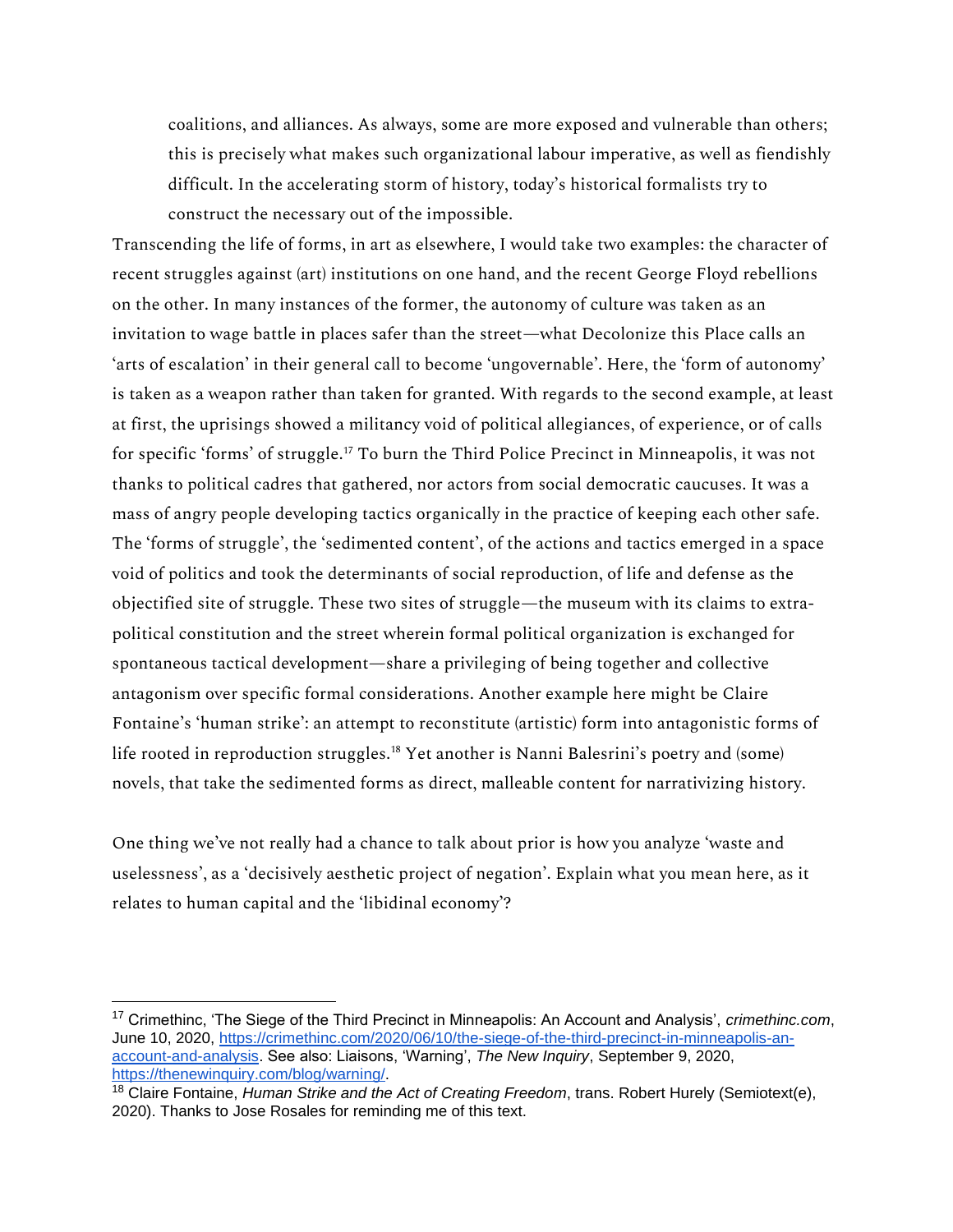coalitions, and alliances. As always, some are more exposed and vulnerable than others; this is precisely what makes such organizational labour imperative, as well as fiendishly difficult. In the accelerating storm of history, today's historical formalists try to construct the necessary out of the impossible.

Transcending the life of forms, in art as elsewhere, I would take two examples: the character of recent struggles against (art) institutions on one hand, and the recent George Floyd rebellions on the other. In many instances of the former, the autonomy of culture was taken as an invitation to wage battle in places safer than the street—what Decolonize this Place calls an 'arts of escalation' in their general call to become 'ungovernable'. Here, the 'form of autonomy' is taken as a weapon rather than taken for granted. With regards to the second example, at least at first, the uprisings showed a militancy void of political allegiances, of experience, or of calls for specific 'forms' of struggle.[17] To burn the Third Police Precinct in Minneapolis, it was not thanks to political cadres that gathered, nor actors from social democratic caucuses. It was a mass of angry people developing tactics organically in the practice of keeping each other safe. The 'forms of struggle', the 'sedimented content', of the actions and tactics emerged in a space void of politics and took the determinants of social reproduction, of life and defense as the objectified site of struggle. These two sites of struggle—the museum with its claims to extra-political constitution and the street wherein formal political organization is exchanged for spontaneous tactical development—share a privileging of being together and collective antagonism over specific formal considerations. Another example here might be Claire Fontaine's 'human strike': an attempt to reconstitute (artistic) form into antagonistic forms of life rooted in reproduction struggles.[18] Yet another is Nanni Balesrini's poetry and (some) novels, that take the sedimented forms as direct, malleable content for narrativizing history.

One thing we've not really had a chance to talk about prior is how you analyze 'waste and uselessness', as a 'decisively aesthetic project of negation'. Explain what you mean here, as it relates to human capital and the 'libidinal economy'?

---

[17] Crimethinc, 'The Siege of the Third Precinct in Minneapolis: An Account and Analysis', *crimethinc.com*, June 10, 2020, https://crimethinc.com/2020/06/10/the-siege-of-the-third-precinct-in-minneapolis-an-account-and-analysis. See also: Liaisons, 'Warning', *The New Inquiry*, September 9, 2020, https://thenewinquiry.com/blog/warning/.

[18] Claire Fontaine, *Human Strike and the Act of Creating Freedom*, trans. Robert Hurely (Semiotext(e), 2020). Thanks to Jose Rosales for reminding me of this text.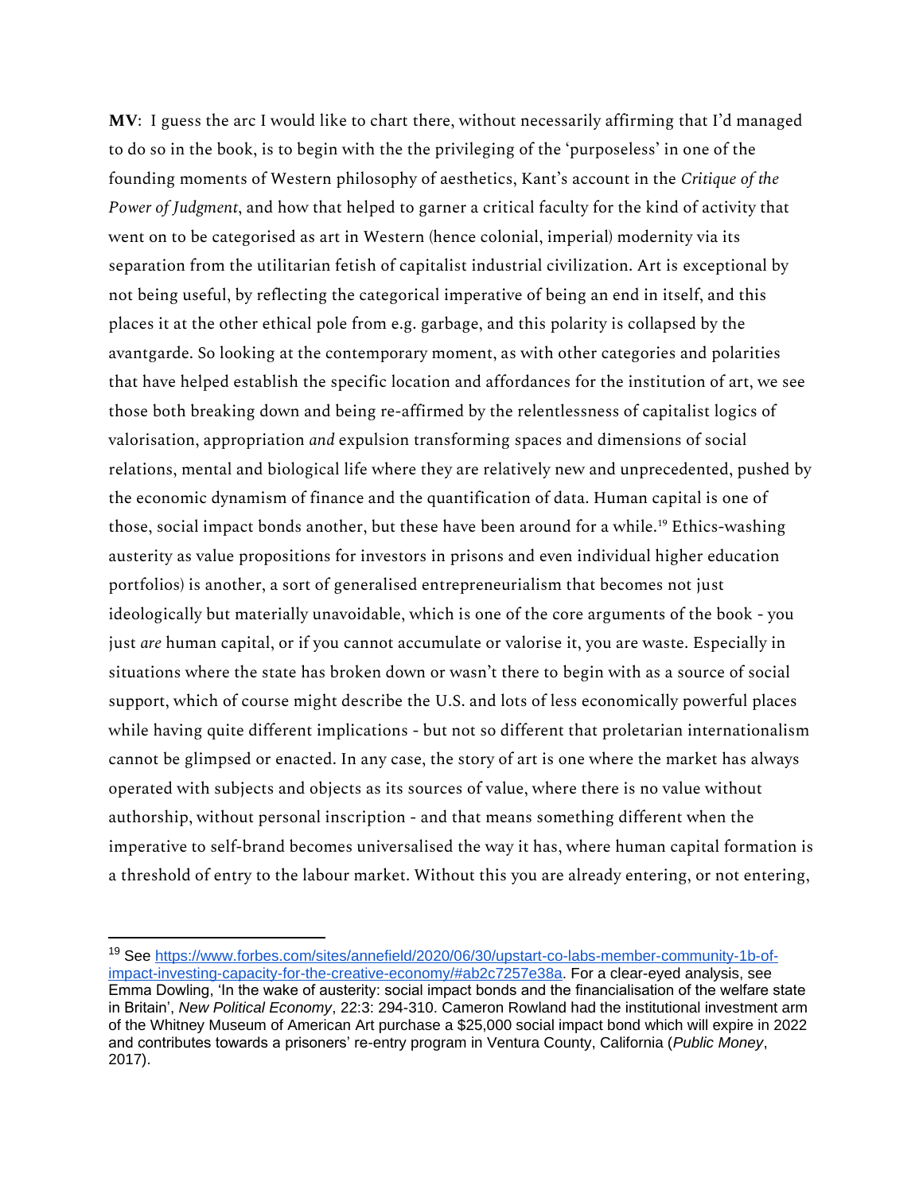**MV**: I guess the arc I would like to chart there, without necessarily affirming that I'd managed to do so in the book, is to begin with the the privileging of the 'purposeless' in one of the founding moments of Western philosophy of aesthetics, Kant's account in the *Critique of the Power of Judgment*, and how that helped to garner a critical faculty for the kind of activity that went on to be categorised as art in Western (hence colonial, imperial) modernity via its separation from the utilitarian fetish of capitalist industrial civilization. Art is exceptional by not being useful, by reflecting the categorical imperative of being an end in itself, and this places it at the other ethical pole from e.g. garbage, and this polarity is collapsed by the avantgarde. So looking at the contemporary moment, as with other categories and polarities that have helped establish the specific location and affordances for the institution of art, we see those both breaking down and being re-affirmed by the relentlessness of capitalist logics of valorisation, appropriation *and* expulsion transforming spaces and dimensions of social relations, mental and biological life where they are relatively new and unprecedented, pushed by the economic dynamism of finance and the quantification of data. Human capital is one of those, social impact bonds another, but these have been around for a while.[19] Ethics-washing austerity as value propositions for investors in prisons and even individual higher education portfolios) is another, a sort of generalised entrepreneurialism that becomes not just ideologically but materially unavoidable, which is one of the core arguments of the book - you just *are* human capital, or if you cannot accumulate or valorise it, you are waste. Especially in situations where the state has broken down or wasn't there to begin with as a source of social support, which of course might describe the U.S. and lots of less economically powerful places while having quite different implications - but not so different that proletarian internationalism cannot be glimpsed or enacted. In any case, the story of art is one where the market has always operated with subjects and objects as its sources of value, where there is no value without authorship, without personal inscription - and that means something different when the imperative to self-brand becomes universalised the way it has, where human capital formation is a threshold of entry to the labour market. Without this you are already entering, or not entering,

---

[19] See https://www.forbes.com/sites/annefield/2020/06/30/upstart-co-labs-member-community-1b-of-impact-investing-capacity-for-the-creative-economy/#ab2c7257e38a. For a clear-eyed analysis, see Emma Dowling, 'In the wake of austerity: social impact bonds and the financialisation of the welfare state in Britain', *New Political Economy*, 22:3: 294-310. Cameron Rowland had the institutional investment arm of the Whitney Museum of American Art purchase a $25,000 social impact bond which will expire in 2022 and contributes towards a prisoners' re-entry program in Ventura County, California (*Public Money*, 2017).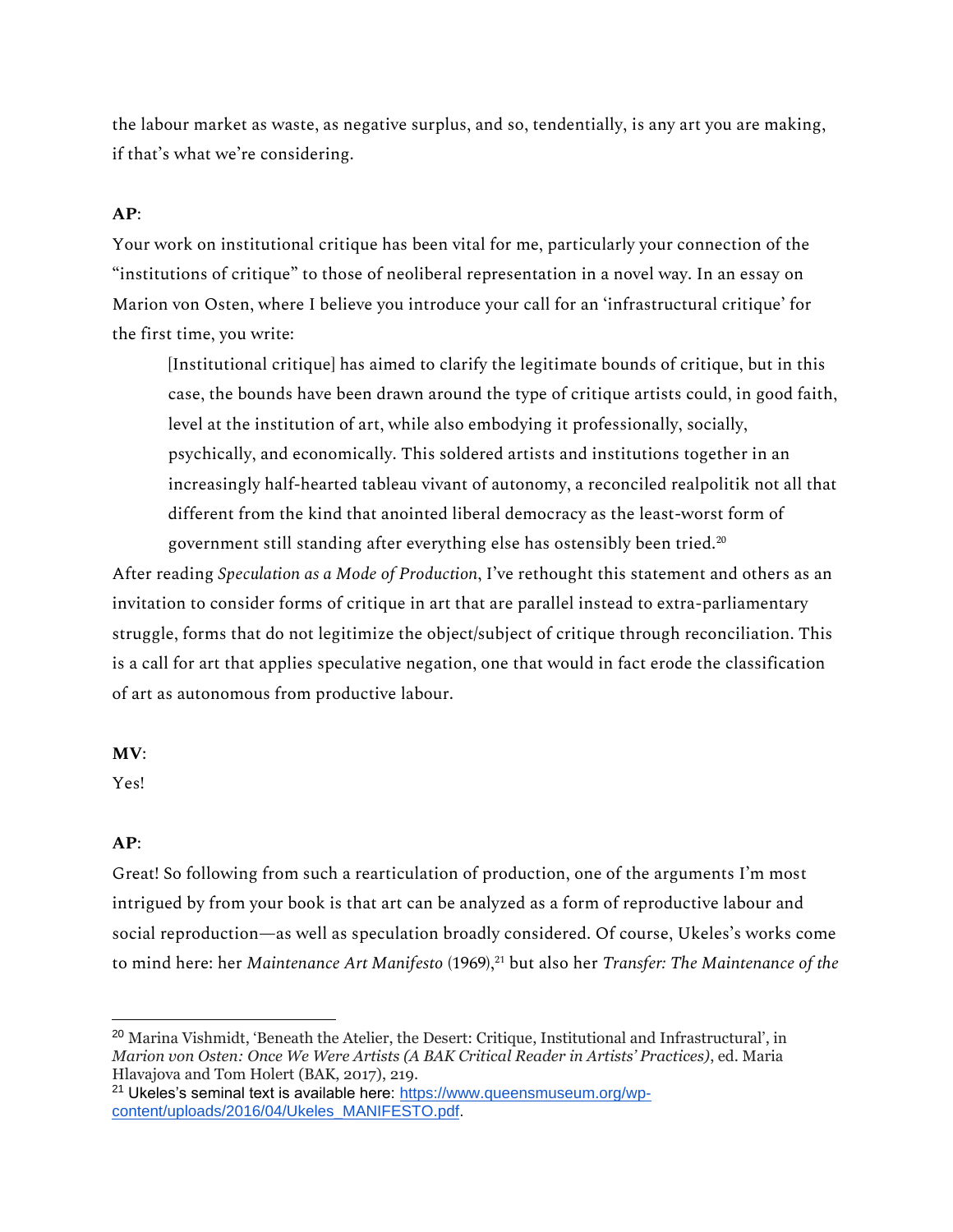the labour market as waste, as negative surplus, and so, tendentially, is any art you are making, if that's what we're considering.

**AP**:

Your work on institutional critique has been vital for me, particularly your connection of the "institutions of critique" to those of neoliberal representation in a novel way. In an essay on Marion von Osten, where I believe you introduce your call for an 'infrastructural critique' for the first time, you write:

> [Institutional critique] has aimed to clarify the legitimate bounds of critique, but in this case, the bounds have been drawn around the type of critique artists could, in good faith, level at the institution of art, while also embodying it professionally, socially, psychically, and economically. This soldered artists and institutions together in an increasingly half-hearted tableau vivant of autonomy, a reconciled realpolitik not all that different from the kind that anointed liberal democracy as the least-worst form of government still standing after everything else has ostensibly been tried.[20]

After reading *Speculation as a Mode of Production*, I've rethought this statement and others as an invitation to consider forms of critique in art that are parallel instead to extra-parliamentary struggle, forms that do not legitimize the object/subject of critique through reconciliation. This is a call for art that applies speculative negation, one that would in fact erode the classification of art as autonomous from productive labour.

**MV**:

Yes!

**AP**:

Great! So following from such a rearticulation of production, one of the arguments I'm most intrigued by from your book is that art can be analyzed as a form of reproductive labour and social reproduction—as well as speculation broadly considered. Of course, Ukeles's works come to mind here: her *Maintenance Art Manifesto* (1969),[21] but also her *Transfer: The Maintenance of the*

---

[20] Marina Vishmidt, 'Beneath the Atelier, the Desert: Critique, Institutional and Infrastructural', in *Marion von Osten: Once We Were Artists (A BAK Critical Reader in Artists' Practices)*, ed. Maria Hlavajova and Tom Holert (BAK, 2017), 219.

[21] Ukeles's seminal text is available here: https://www.queensmuseum.org/wp-content/uploads/2016/04/Ukeles_MANIFESTO.pdf.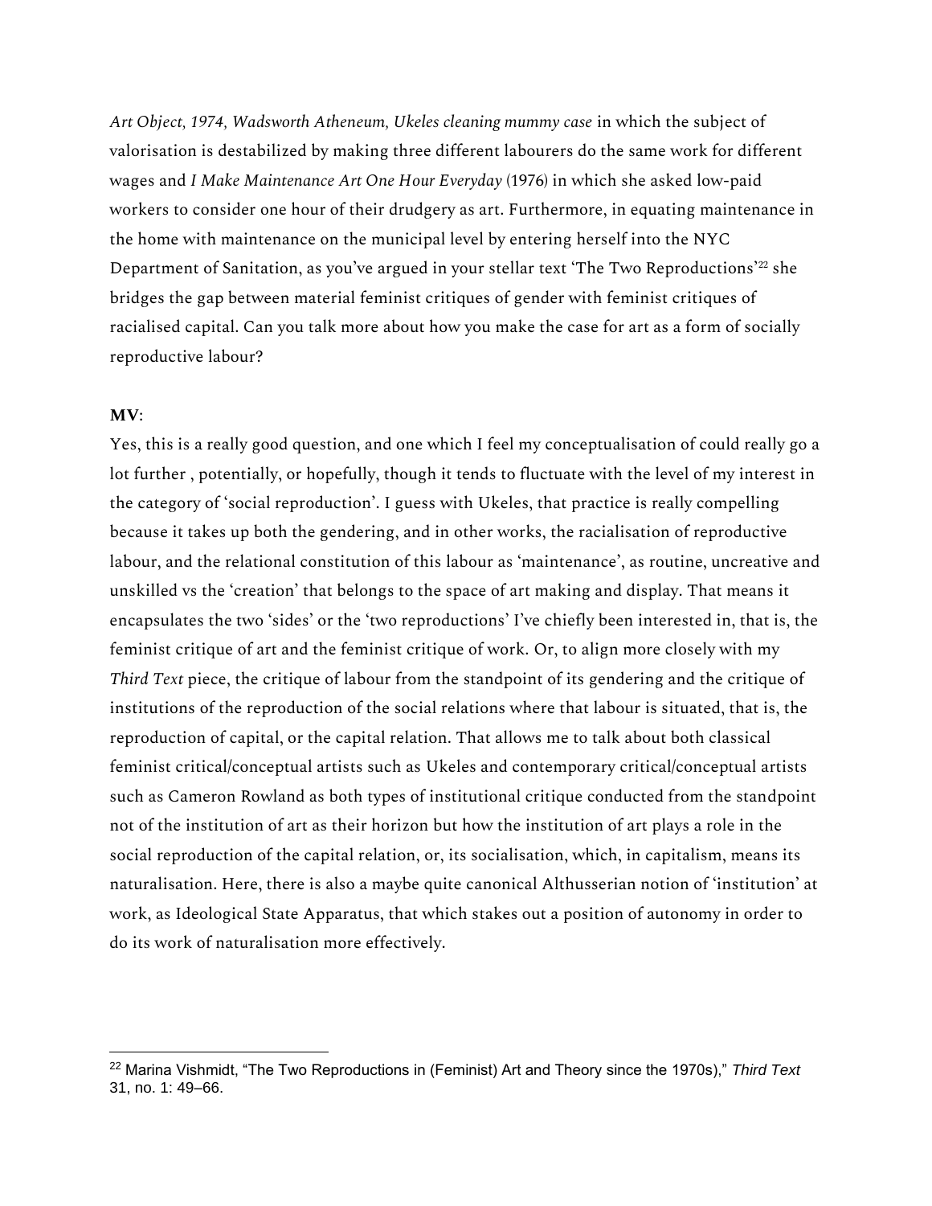*Art Object, 1974, Wadsworth Atheneum, Ukeles cleaning mummy case* in which the subject of valorisation is destabilized by making three different labourers do the same work for different wages and *I Make Maintenance Art One Hour Everyday* (1976) in which she asked low-paid workers to consider one hour of their drudgery as art. Furthermore, in equating maintenance in the home with maintenance on the municipal level by entering herself into the NYC Department of Sanitation, as you've argued in your stellar text 'The Two Reproductions'[22] she bridges the gap between material feminist critiques of gender with feminist critiques of racialised capital. Can you talk more about how you make the case for art as a form of socially reproductive labour?

**MV**:

Yes, this is a really good question, and one which I feel my conceptualisation of could really go a lot further , potentially, or hopefully, though it tends to fluctuate with the level of my interest in the category of 'social reproduction'. I guess with Ukeles, that practice is really compelling because it takes up both the gendering, and in other works, the racialisation of reproductive labour, and the relational constitution of this labour as 'maintenance', as routine, uncreative and unskilled vs the 'creation' that belongs to the space of art making and display. That means it encapsulates the two 'sides' or the 'two reproductions' I've chiefly been interested in, that is, the feminist critique of art and the feminist critique of work. Or, to align more closely with my *Third Text* piece, the critique of labour from the standpoint of its gendering and the critique of institutions of the reproduction of the social relations where that labour is situated, that is, the reproduction of capital, or the capital relation. That allows me to talk about both classical feminist critical/conceptual artists such as Ukeles and contemporary critical/conceptual artists such as Cameron Rowland as both types of institutional critique conducted from the standpoint not of the institution of art as their horizon but how the institution of art plays a role in the social reproduction of the capital relation, or, its socialisation, which, in capitalism, means its naturalisation. Here, there is also a maybe quite canonical Althusserian notion of 'institution' at work, as Ideological State Apparatus, that which stakes out a position of autonomy in order to do its work of naturalisation more effectively.

---

[22] Marina Vishmidt, "The Two Reproductions in (Feminist) Art and Theory since the 1970s)," *Third Text* 31, no. 1: 49–66.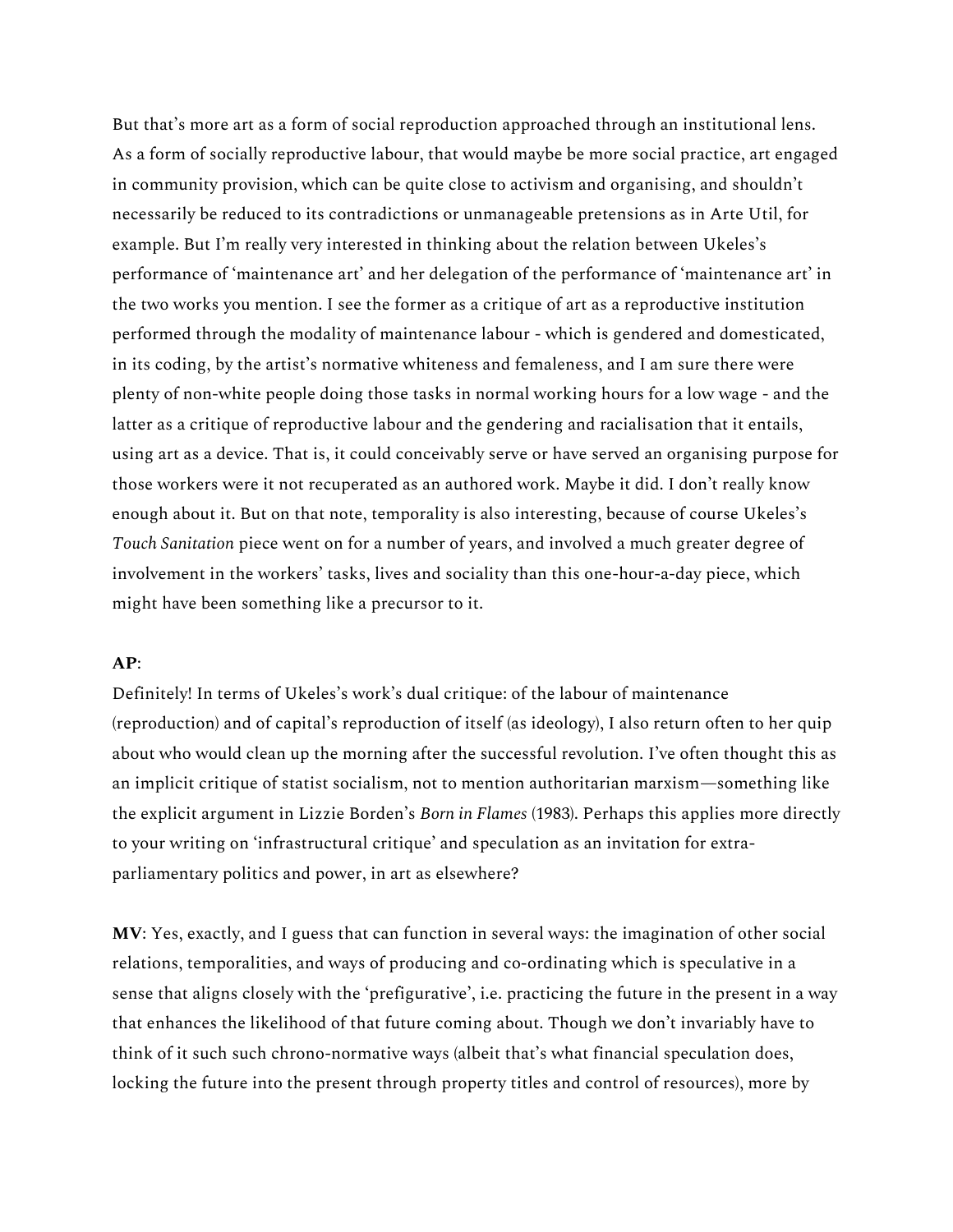But that's more art as a form of social reproduction approached through an institutional lens. As a form of socially reproductive labour, that would maybe be more social practice, art engaged in community provision, which can be quite close to activism and organising, and shouldn't necessarily be reduced to its contradictions or unmanageable pretensions as in Arte Util, for example. But I'm really very interested in thinking about the relation between Ukeles's performance of 'maintenance art' and her delegation of the performance of 'maintenance art' in the two works you mention. I see the former as a critique of art as a reproductive institution performed through the modality of maintenance labour - which is gendered and domesticated, in its coding, by the artist's normative whiteness and femaleness, and I am sure there were plenty of non-white people doing those tasks in normal working hours for a low wage - and the latter as a critique of reproductive labour and the gendering and racialisation that it entails, using art as a device. That is, it could conceivably serve or have served an organising purpose for those workers were it not recuperated as an authored work. Maybe it did. I don't really know enough about it. But on that note, temporality is also interesting, because of course Ukeles's *Touch Sanitation* piece went on for a number of years, and involved a much greater degree of involvement in the workers' tasks, lives and sociality than this one-hour-a-day piece, which might have been something like a precursor to it.

**AP**:
Definitely! In terms of Ukeles's work's dual critique: of the labour of maintenance (reproduction) and of capital's reproduction of itself (as ideology), I also return often to her quip about who would clean up the morning after the successful revolution. I've often thought this as an implicit critique of statist socialism, not to mention authoritarian marxism—something like the explicit argument in Lizzie Borden's *Born in Flames* (1983). Perhaps this applies more directly to your writing on 'infrastructural critique' and speculation as an invitation for extra-parliamentary politics and power, in art as elsewhere?

**MV**: Yes, exactly, and I guess that can function in several ways: the imagination of other social relations, temporalities, and ways of producing and co-ordinating which is speculative in a sense that aligns closely with the 'prefigurative', i.e. practicing the future in the present in a way that enhances the likelihood of that future coming about. Though we don't invariably have to think of it such such chrono-normative ways (albeit that's what financial speculation does, locking the future into the present through property titles and control of resources), more by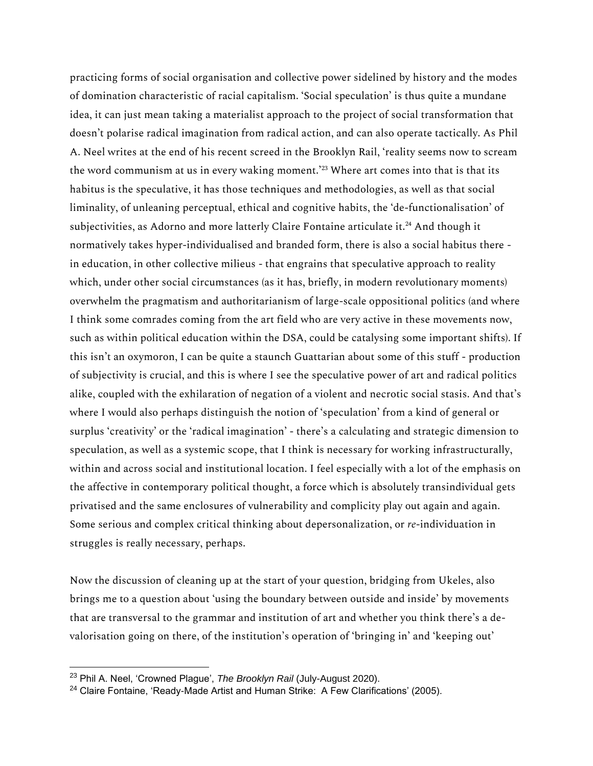practicing forms of social organisation and collective power sidelined by history and the modes of domination characteristic of racial capitalism. 'Social speculation' is thus quite a mundane idea, it can just mean taking a materialist approach to the project of social transformation that doesn't polarise radical imagination from radical action, and can also operate tactically. As Phil A. Neel writes at the end of his recent screed in the Brooklyn Rail, 'reality seems now to scream the word communism at us in every waking moment.'[23] Where art comes into that is that its habitus is the speculative, it has those techniques and methodologies, as well as that social liminality, of unleaning perceptual, ethical and cognitive habits, the 'de-functionalisation' of subjectivities, as Adorno and more latterly Claire Fontaine articulate it.[24] And though it normatively takes hyper-individualised and branded form, there is also a social habitus there - in education, in other collective milieus - that engrains that speculative approach to reality which, under other social circumstances (as it has, briefly, in modern revolutionary moments) overwhelm the pragmatism and authoritarianism of large-scale oppositional politics (and where I think some comrades coming from the art field who are very active in these movements now, such as within political education within the DSA, could be catalysing some important shifts). If this isn't an oxymoron, I can be quite a staunch Guattarian about some of this stuff - production of subjectivity is crucial, and this is where I see the speculative power of art and radical politics alike, coupled with the exhilaration of negation of a violent and necrotic social stasis. And that's where I would also perhaps distinguish the notion of 'speculation' from a kind of general or surplus 'creativity' or the 'radical imagination' - there's a calculating and strategic dimension to speculation, as well as a systemic scope, that I think is necessary for working infrastructurally, within and across social and institutional location. I feel especially with a lot of the emphasis on the affective in contemporary political thought, a force which is absolutely transindividual gets privatised and the same enclosures of vulnerability and complicity play out again and again. Some serious and complex critical thinking about depersonalization, or *re*-individuation in struggles is really necessary, perhaps.

Now the discussion of cleaning up at the start of your question, bridging from Ukeles, also brings me to a question about 'using the boundary between outside and inside' by movements that are transversal to the grammar and institution of art and whether you think there's a de-valorisation going on there, of the institution's operation of 'bringing in' and 'keeping out'

---

[23] Phil A. Neel, 'Crowned Plague', *The Brooklyn Rail* (July-August 2020).

[24] Claire Fontaine, 'Ready-Made Artist and Human Strike: A Few Clarifications' (2005).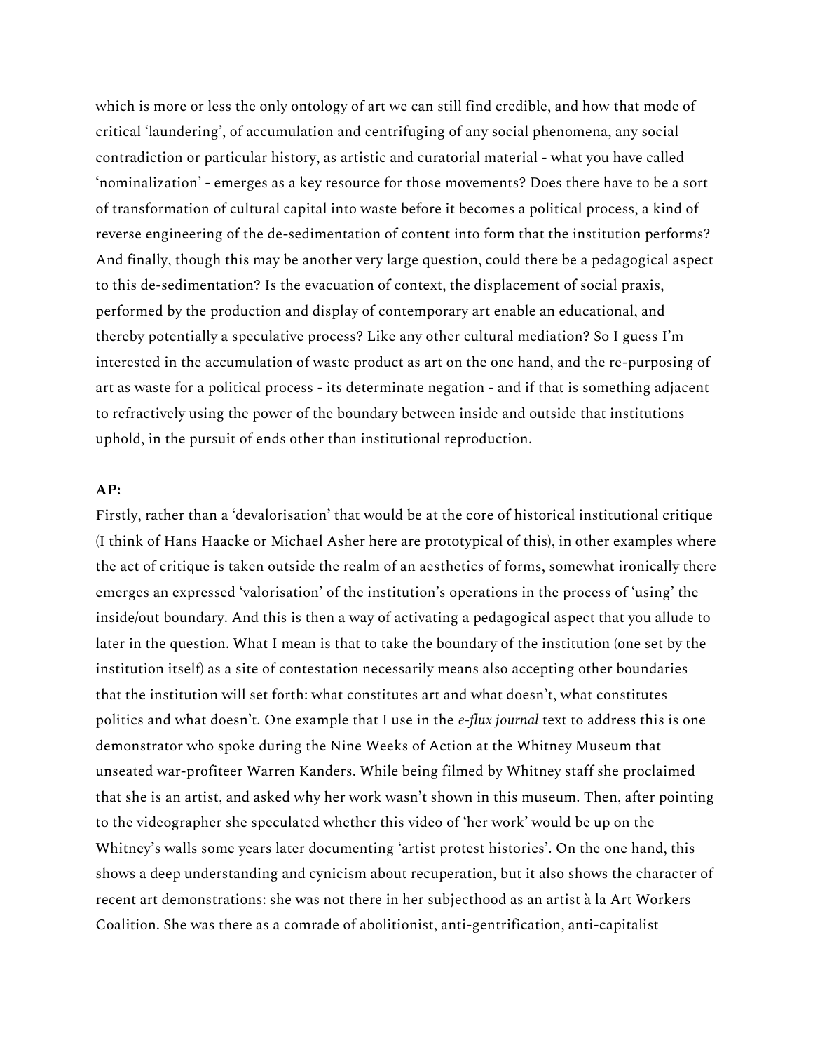which is more or less the only ontology of art we can still find credible, and how that mode of critical 'laundering', of accumulation and centrifuging of any social phenomena, any social contradiction or particular history, as artistic and curatorial material - what you have called 'nominalization' - emerges as a key resource for those movements? Does there have to be a sort of transformation of cultural capital into waste before it becomes a political process, a kind of reverse engineering of the de-sedimentation of content into form that the institution performs? And finally, though this may be another very large question, could there be a pedagogical aspect to this de-sedimentation? Is the evacuation of context, the displacement of social praxis, performed by the production and display of contemporary art enable an educational, and thereby potentially a speculative process? Like any other cultural mediation? So I guess I'm interested in the accumulation of waste product as art on the one hand, and the re-purposing of art as waste for a political process - its determinate negation - and if that is something adjacent to refractively using the power of the boundary between inside and outside that institutions uphold, in the pursuit of ends other than institutional reproduction.

**AP:**

Firstly, rather than a 'devalorisation' that would be at the core of historical institutional critique (I think of Hans Haacke or Michael Asher here are prototypical of this), in other examples where the act of critique is taken outside the realm of an aesthetics of forms, somewhat ironically there emerges an expressed 'valorisation' of the institution's operations in the process of 'using' the inside/out boundary. And this is then a way of activating a pedagogical aspect that you allude to later in the question. What I mean is that to take the boundary of the institution (one set by the institution itself) as a site of contestation necessarily means also accepting other boundaries that the institution will set forth: what constitutes art and what doesn't, what constitutes politics and what doesn't. One example that I use in the *e-flux journal* text to address this is one demonstrator who spoke during the Nine Weeks of Action at the Whitney Museum that unseated war-profiteer Warren Kanders. While being filmed by Whitney staff she proclaimed that she is an artist, and asked why her work wasn't shown in this museum. Then, after pointing to the videographer she speculated whether this video of 'her work' would be up on the Whitney's walls some years later documenting 'artist protest histories'. On the one hand, this shows a deep understanding and cynicism about recuperation, but it also shows the character of recent art demonstrations: she was not there in her subjecthood as an artist à la Art Workers Coalition. She was there as a comrade of abolitionist, anti-gentrification, anti-capitalist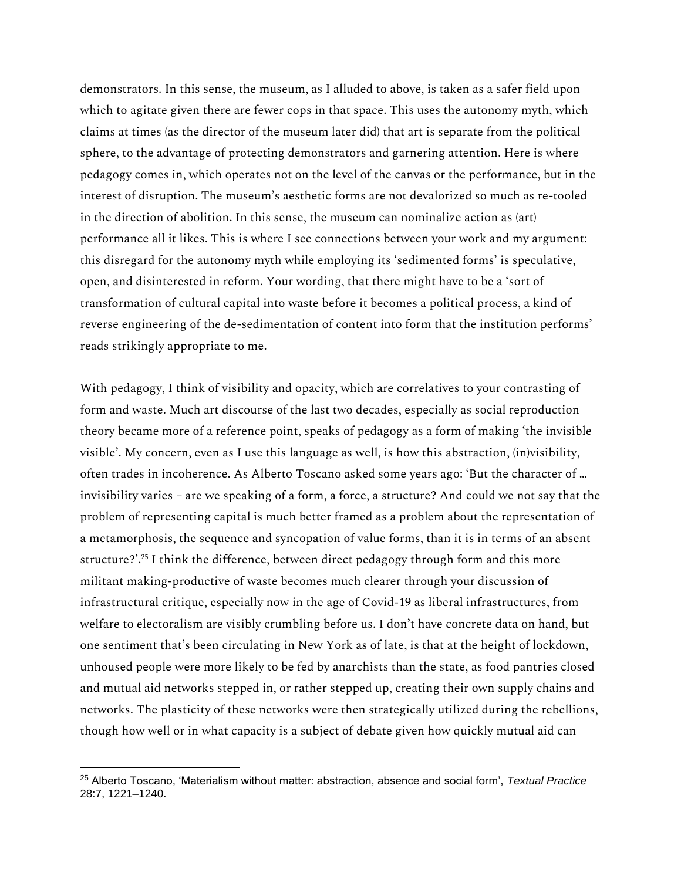demonstrators. In this sense, the museum, as I alluded to above, is taken as a safer field upon which to agitate given there are fewer cops in that space. This uses the autonomy myth, which claims at times (as the director of the museum later did) that art is separate from the political sphere, to the advantage of protecting demonstrators and garnering attention. Here is where pedagogy comes in, which operates not on the level of the canvas or the performance, but in the interest of disruption. The museum's aesthetic forms are not devalorized so much as re-tooled in the direction of abolition. In this sense, the museum can nominalize action as (art) performance all it likes. This is where I see connections between your work and my argument: this disregard for the autonomy myth while employing its 'sedimented forms' is speculative, open, and disinterested in reform. Your wording, that there might have to be a 'sort of transformation of cultural capital into waste before it becomes a political process, a kind of reverse engineering of the de-sedimentation of content into form that the institution performs' reads strikingly appropriate to me.

With pedagogy, I think of visibility and opacity, which are correlatives to your contrasting of form and waste. Much art discourse of the last two decades, especially as social reproduction theory became more of a reference point, speaks of pedagogy as a form of making 'the invisible visible'. My concern, even as I use this language as well, is how this abstraction, (in)visibility, often trades in incoherence. As Alberto Toscano asked some years ago: 'But the character of … invisibility varies – are we speaking of a form, a force, a structure? And could we not say that the problem of representing capital is much better framed as a problem about the representation of a metamorphosis, the sequence and syncopation of value forms, than it is in terms of an absent structure?'.[25] I think the difference, between direct pedagogy through form and this more militant making-productive of waste becomes much clearer through your discussion of infrastructural critique, especially now in the age of Covid-19 as liberal infrastructures, from welfare to electoralism are visibly crumbling before us. I don't have concrete data on hand, but one sentiment that's been circulating in New York as of late, is that at the height of lockdown, unhoused people were more likely to be fed by anarchists than the state, as food pantries closed and mutual aid networks stepped in, or rather stepped up, creating their own supply chains and networks. The plasticity of these networks were then strategically utilized during the rebellions, though how well or in what capacity is a subject of debate given how quickly mutual aid can

[25] Alberto Toscano, 'Materialism without matter: abstraction, absence and social form', *Textual Practice* 28:7, 1221–1240.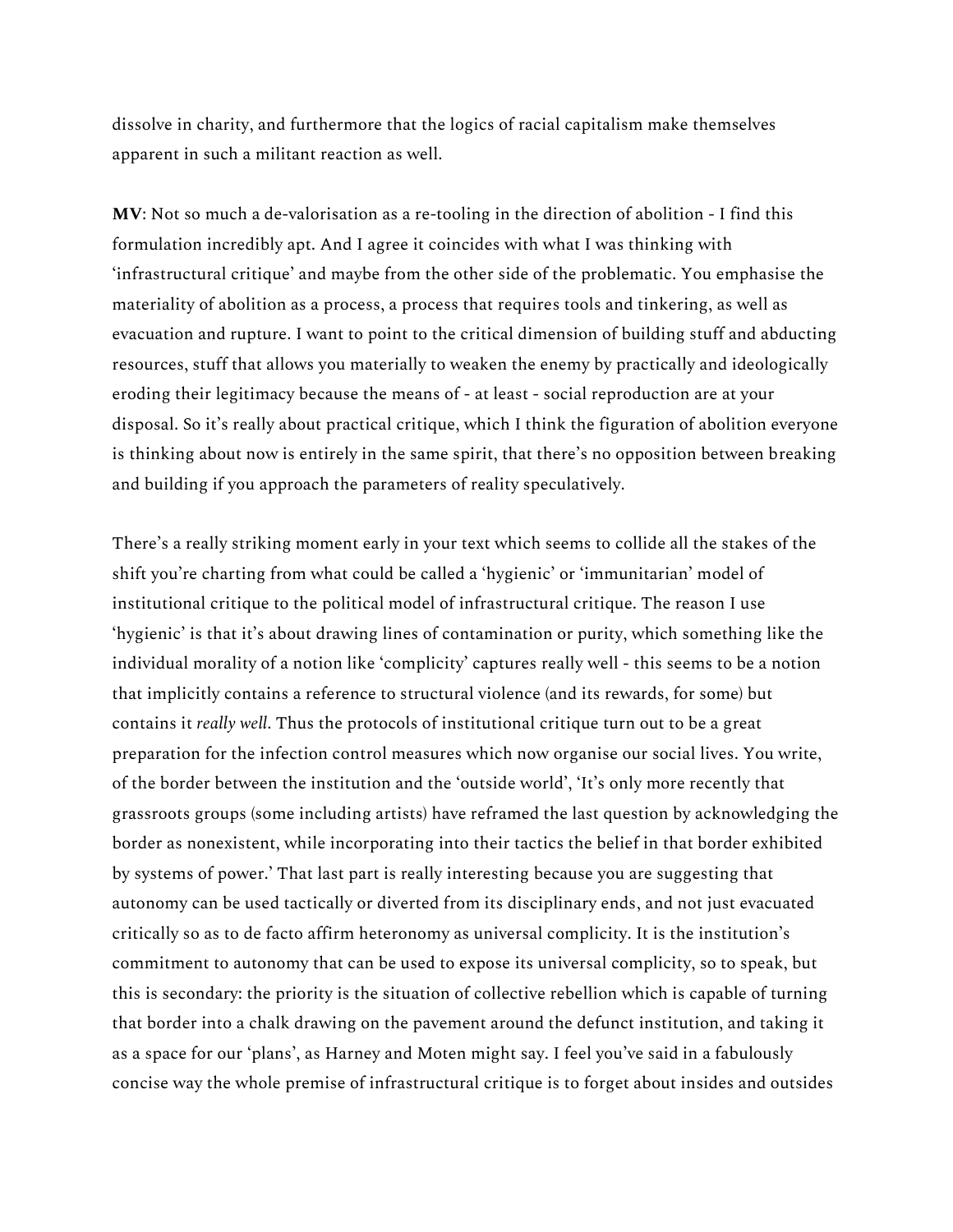dissolve in charity, and furthermore that the logics of racial capitalism make themselves apparent in such a militant reaction as well.

**MV**: Not so much a de-valorisation as a re-tooling in the direction of abolition - I find this formulation incredibly apt. And I agree it coincides with what I was thinking with 'infrastructural critique' and maybe from the other side of the problematic. You emphasise the materiality of abolition as a process, a process that requires tools and tinkering, as well as evacuation and rupture. I want to point to the critical dimension of building stuff and abducting resources, stuff that allows you materially to weaken the enemy by practically and ideologically eroding their legitimacy because the means of - at least - social reproduction are at your disposal. So it's really about practical critique, which I think the figuration of abolition everyone is thinking about now is entirely in the same spirit, that there's no opposition between breaking and building if you approach the parameters of reality speculatively.

There's a really striking moment early in your text which seems to collide all the stakes of the shift you're charting from what could be called a 'hygienic' or 'immunitarian' model of institutional critique to the political model of infrastructural critique. The reason I use 'hygienic' is that it's about drawing lines of contamination or purity, which something like the individual morality of a notion like 'complicity' captures really well - this seems to be a notion that implicitly contains a reference to structural violence (and its rewards, for some) but contains it *really well*. Thus the protocols of institutional critique turn out to be a great preparation for the infection control measures which now organise our social lives. You write, of the border between the institution and the 'outside world', 'It's only more recently that grassroots groups (some including artists) have reframed the last question by acknowledging the border as nonexistent, while incorporating into their tactics the belief in that border exhibited by systems of power.' That last part is really interesting because you are suggesting that autonomy can be used tactically or diverted from its disciplinary ends, and not just evacuated critically so as to de facto affirm heteronomy as universal complicity. It is the institution's commitment to autonomy that can be used to expose its universal complicity, so to speak, but this is secondary: the priority is the situation of collective rebellion which is capable of turning that border into a chalk drawing on the pavement around the defunct institution, and taking it as a space for our 'plans', as Harney and Moten might say. I feel you've said in a fabulously concise way the whole premise of infrastructural critique is to forget about insides and outsides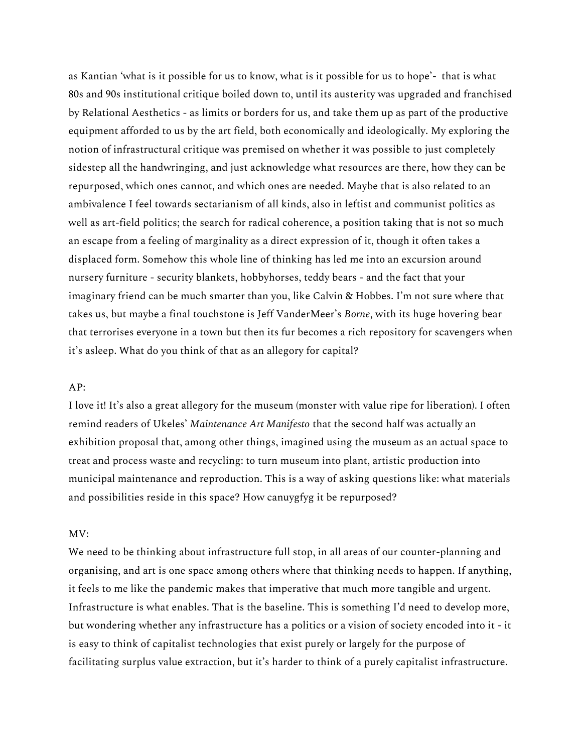as Kantian 'what is it possible for us to know, what is it possible for us to hope'- that is what 80s and 90s institutional critique boiled down to, until its austerity was upgraded and franchised by Relational Aesthetics - as limits or borders for us, and take them up as part of the productive equipment afforded to us by the art field, both economically and ideologically. My exploring the notion of infrastructural critique was premised on whether it was possible to just completely sidestep all the handwringing, and just acknowledge what resources are there, how they can be repurposed, which ones cannot, and which ones are needed. Maybe that is also related to an ambivalence I feel towards sectarianism of all kinds, also in leftist and communist politics as well as art-field politics; the search for radical coherence, a position taking that is not so much an escape from a feeling of marginality as a direct expression of it, though it often takes a displaced form. Somehow this whole line of thinking has led me into an excursion around nursery furniture - security blankets, hobbyhorses, teddy bears - and the fact that your imaginary friend can be much smarter than you, like Calvin & Hobbes. I'm not sure where that takes us, but maybe a final touchstone is Jeff VanderMeer's *Borne*, with its huge hovering bear that terrorises everyone in a town but then its fur becomes a rich repository for scavengers when it's asleep. What do you think of that as an allegory for capital?

AP:
I love it! It's also a great allegory for the museum (monster with value ripe for liberation). I often remind readers of Ukeles' *Maintenance Art Manifesto* that the second half was actually an exhibition proposal that, among other things, imagined using the museum as an actual space to treat and process waste and recycling: to turn museum into plant, artistic production into municipal maintenance and reproduction. This is a way of asking questions like: what materials and possibilities reside in this space? How canuygfyg it be repurposed?

MV:
We need to be thinking about infrastructure full stop, in all areas of our counter-planning and organising, and art is one space among others where that thinking needs to happen. If anything, it feels to me like the pandemic makes that imperative that much more tangible and urgent. Infrastructure is what enables. That is the baseline. This is something I'd need to develop more, but wondering whether any infrastructure has a politics or a vision of society encoded into it - it is easy to think of capitalist technologies that exist purely or largely for the purpose of facilitating surplus value extraction, but it's harder to think of a purely capitalist infrastructure.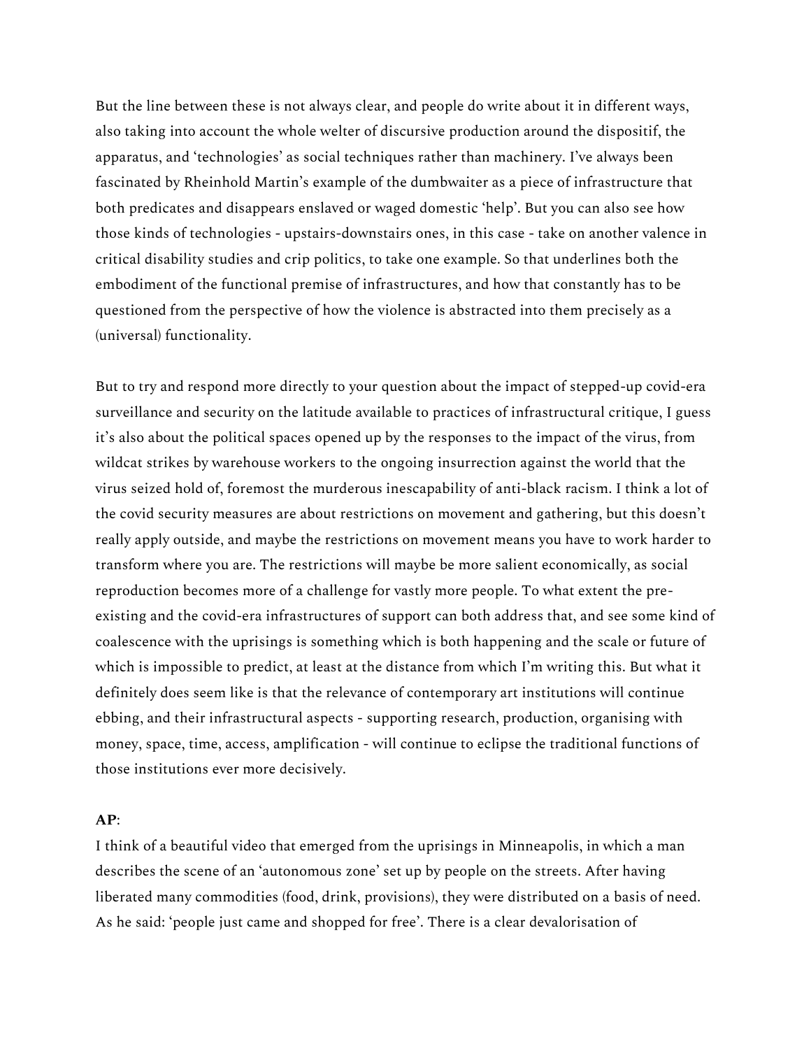But the line between these is not always clear, and people do write about it in different ways, also taking into account the whole welter of discursive production around the dispositif, the apparatus, and 'technologies' as social techniques rather than machinery. I've always been fascinated by Rheinhold Martin's example of the dumbwaiter as a piece of infrastructure that both predicates and disappears enslaved or waged domestic 'help'. But you can also see how those kinds of technologies - upstairs-downstairs ones, in this case - take on another valence in critical disability studies and crip politics, to take one example. So that underlines both the embodiment of the functional premise of infrastructures, and how that constantly has to be questioned from the perspective of how the violence is abstracted into them precisely as a (universal) functionality.

But to try and respond more directly to your question about the impact of stepped-up covid-era surveillance and security on the latitude available to practices of infrastructural critique, I guess it's also about the political spaces opened up by the responses to the impact of the virus, from wildcat strikes by warehouse workers to the ongoing insurrection against the world that the virus seized hold of, foremost the murderous inescapability of anti-black racism. I think a lot of the covid security measures are about restrictions on movement and gathering, but this doesn't really apply outside, and maybe the restrictions on movement means you have to work harder to transform where you are. The restrictions will maybe be more salient economically, as social reproduction becomes more of a challenge for vastly more people. To what extent the pre-existing and the covid-era infrastructures of support can both address that, and see some kind of coalescence with the uprisings is something which is both happening and the scale or future of which is impossible to predict, at least at the distance from which I'm writing this. But what it definitely does seem like is that the relevance of contemporary art institutions will continue ebbing, and their infrastructural aspects - supporting research, production, organising with money, space, time, access, amplification - will continue to eclipse the traditional functions of those institutions ever more decisively.

**AP**:
I think of a beautiful video that emerged from the uprisings in Minneapolis, in which a man describes the scene of an 'autonomous zone' set up by people on the streets. After having liberated many commodities (food, drink, provisions), they were distributed on a basis of need. As he said: 'people just came and shopped for free'. There is a clear devalorisation of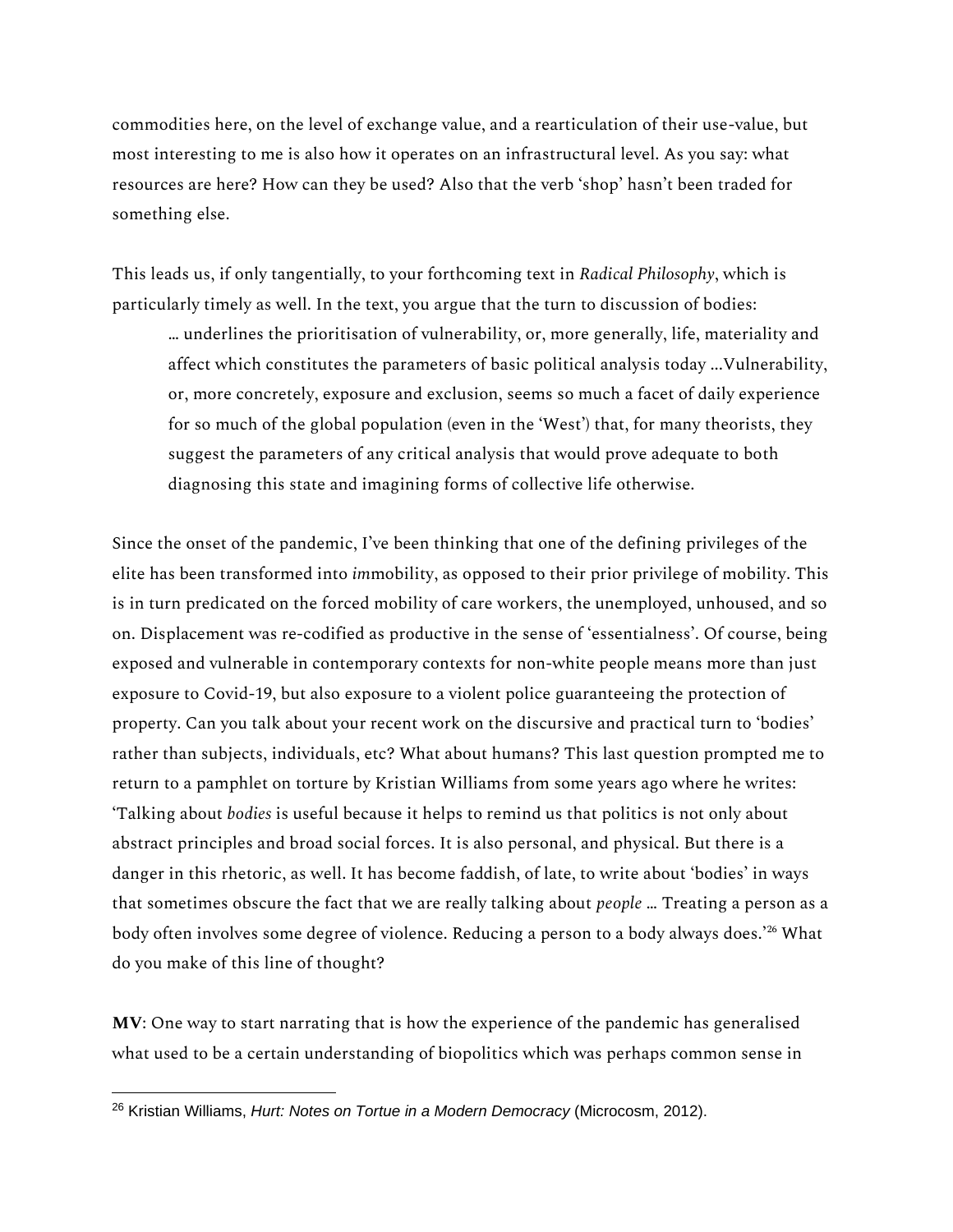commodities here, on the level of exchange value, and a rearticulation of their use-value, but most interesting to me is also how it operates on an infrastructural level. As you say: what resources are here? How can they be used? Also that the verb 'shop' hasn't been traded for something else.

This leads us, if only tangentially, to your forthcoming text in *Radical Philosophy*, which is particularly timely as well. In the text, you argue that the turn to discussion of bodies:

> … underlines the prioritisation of vulnerability, or, more generally, life, materiality and affect which constitutes the parameters of basic political analysis today …Vulnerability, or, more concretely, exposure and exclusion, seems so much a facet of daily experience for so much of the global population (even in the 'West') that, for many theorists, they suggest the parameters of any critical analysis that would prove adequate to both diagnosing this state and imagining forms of collective life otherwise.

Since the onset of the pandemic, I've been thinking that one of the defining privileges of the elite has been transformed into *im*mobility, as opposed to their prior privilege of mobility. This is in turn predicated on the forced mobility of care workers, the unemployed, unhoused, and so on. Displacement was re-codified as productive in the sense of 'essentialness'. Of course, being exposed and vulnerable in contemporary contexts for non-white people means more than just exposure to Covid-19, but also exposure to a violent police guaranteeing the protection of property. Can you talk about your recent work on the discursive and practical turn to 'bodies' rather than subjects, individuals, etc? What about humans? This last question prompted me to return to a pamphlet on torture by Kristian Williams from some years ago where he writes: 'Talking about *bodies* is useful because it helps to remind us that politics is not only about abstract principles and broad social forces. It is also personal, and physical. But there is a danger in this rhetoric, as well. It has become faddish, of late, to write about 'bodies' in ways that sometimes obscure the fact that we are really talking about *people* … Treating a person as a body often involves some degree of violence. Reducing a person to a body always does.'[26] What do you make of this line of thought?

**MV**: One way to start narrating that is how the experience of the pandemic has generalised what used to be a certain understanding of biopolitics which was perhaps common sense in

---

[26] Kristian Williams, *Hurt: Notes on Tortue in a Modern Democracy* (Microcosm, 2012).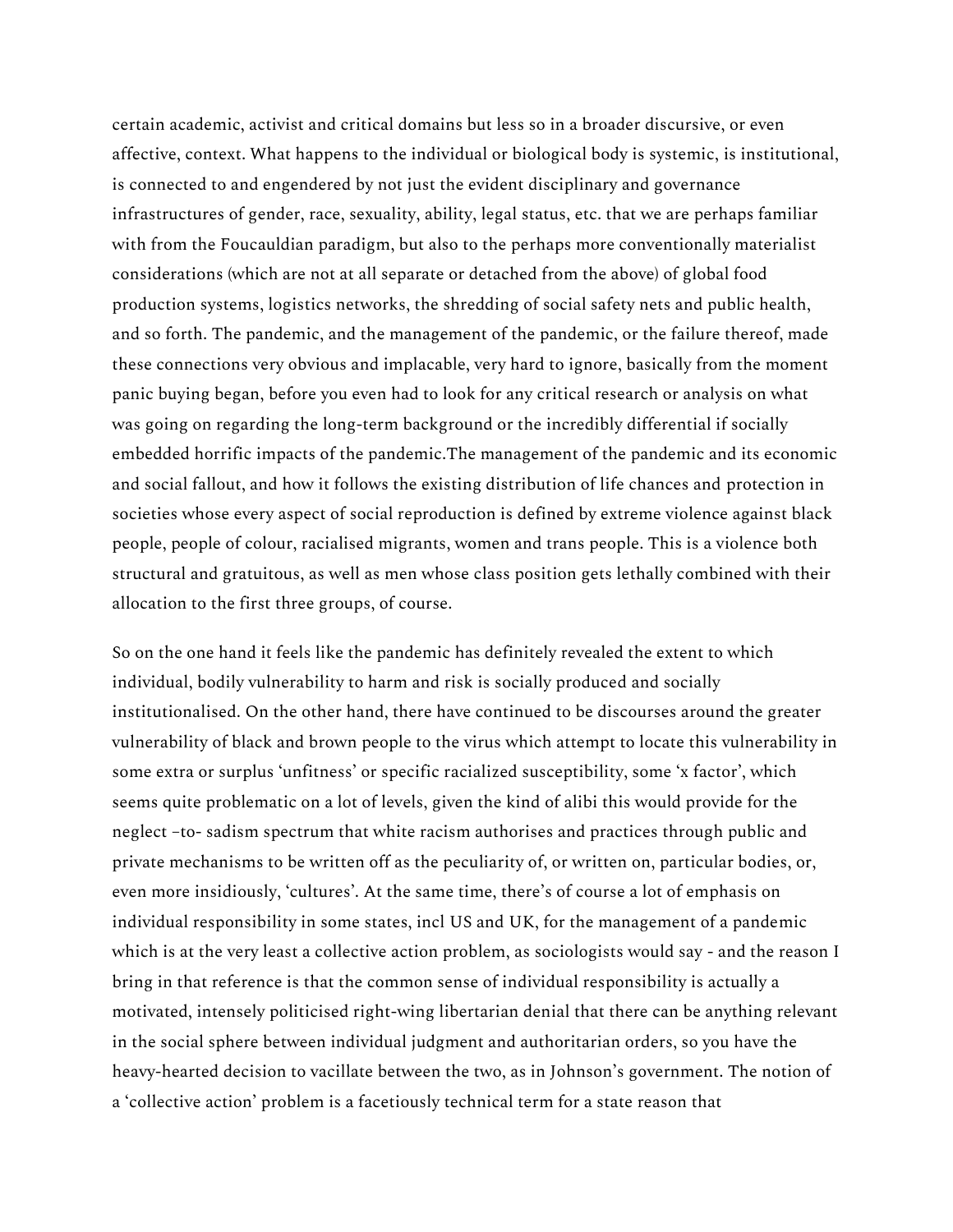certain academic, activist and critical domains but less so in a broader discursive, or even affective, context. What happens to the individual or biological body is systemic, is institutional, is connected to and engendered by not just the evident disciplinary and governance infrastructures of gender, race, sexuality, ability, legal status, etc. that we are perhaps familiar with from the Foucauldian paradigm, but also to the perhaps more conventionally materialist considerations (which are not at all separate or detached from the above) of global food production systems, logistics networks, the shredding of social safety nets and public health, and so forth. The pandemic, and the management of the pandemic, or the failure thereof, made these connections very obvious and implacable, very hard to ignore, basically from the moment panic buying began, before you even had to look for any critical research or analysis on what was going on regarding the long-term background or the incredibly differential if socially embedded horrific impacts of the pandemic.The management of the pandemic and its economic and social fallout, and how it follows the existing distribution of life chances and protection in societies whose every aspect of social reproduction is defined by extreme violence against black people, people of colour, racialised migrants, women and trans people. This is a violence both structural and gratuitous, as well as men whose class position gets lethally combined with their allocation to the first three groups, of course.

So on the one hand it feels like the pandemic has definitely revealed the extent to which individual, bodily vulnerability to harm and risk is socially produced and socially institutionalised. On the other hand, there have continued to be discourses around the greater vulnerability of black and brown people to the virus which attempt to locate this vulnerability in some extra or surplus 'unfitness' or specific racialized susceptibility, some 'x factor', which seems quite problematic on a lot of levels, given the kind of alibi this would provide for the neglect –to- sadism spectrum that white racism authorises and practices through public and private mechanisms to be written off as the peculiarity of, or written on, particular bodies, or, even more insidiously, 'cultures'. At the same time, there's of course a lot of emphasis on individual responsibility in some states, incl US and UK, for the management of a pandemic which is at the very least a collective action problem, as sociologists would say - and the reason I bring in that reference is that the common sense of individual responsibility is actually a motivated, intensely politicised right-wing libertarian denial that there can be anything relevant in the social sphere between individual judgment and authoritarian orders, so you have the heavy-hearted decision to vacillate between the two, as in Johnson's government. The notion of a 'collective action' problem is a facetiously technical term for a state reason that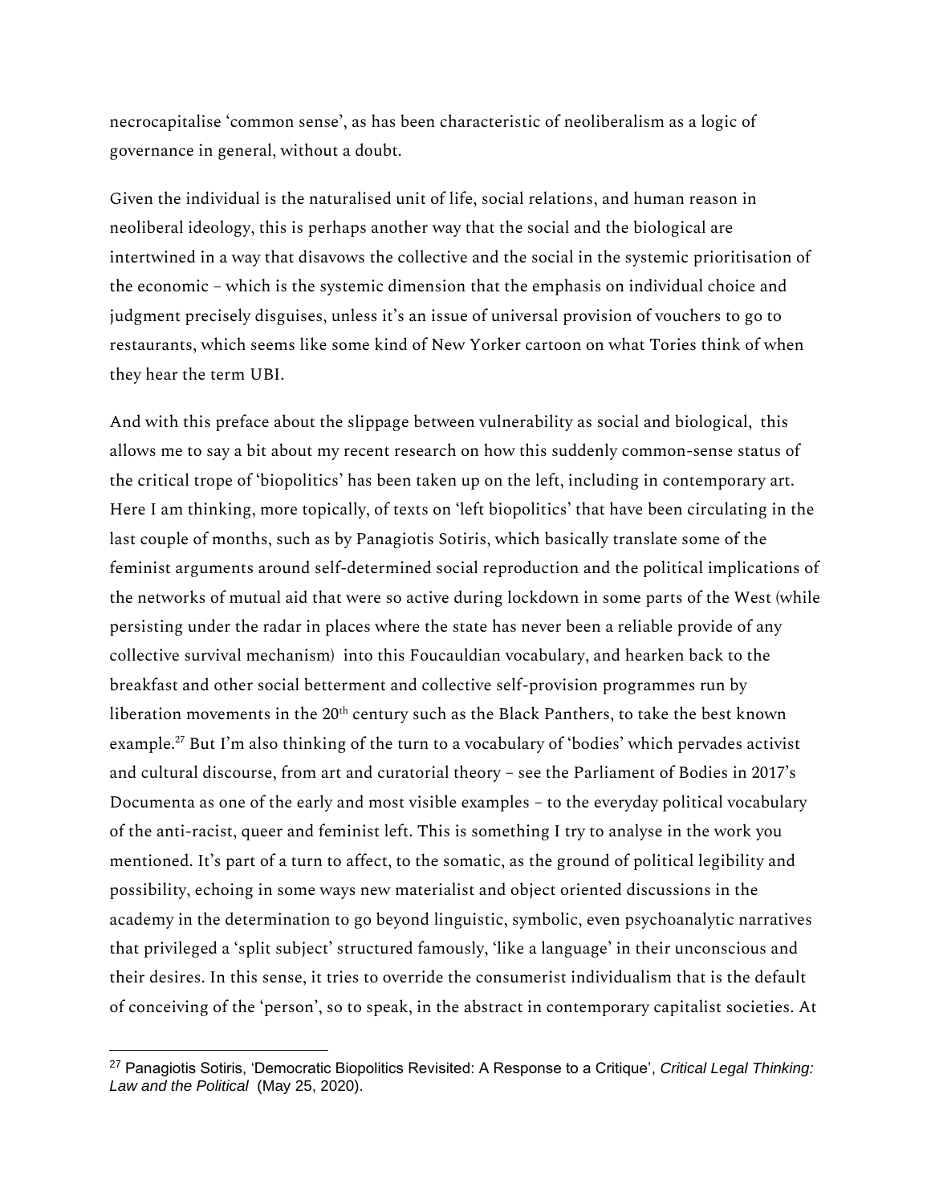necrocapitalise 'common sense', as has been characteristic of neoliberalism as a logic of governance in general, without a doubt.

Given the individual is the naturalised unit of life, social relations, and human reason in neoliberal ideology, this is perhaps another way that the social and the biological are intertwined in a way that disavows the collective and the social in the systemic prioritisation of the economic – which is the systemic dimension that the emphasis on individual choice and judgment precisely disguises, unless it's an issue of universal provision of vouchers to go to restaurants, which seems like some kind of New Yorker cartoon on what Tories think of when they hear the term UBI.

And with this preface about the slippage between vulnerability as social and biological, this allows me to say a bit about my recent research on how this suddenly common-sense status of the critical trope of 'biopolitics' has been taken up on the left, including in contemporary art. Here I am thinking, more topically, of texts on 'left biopolitics' that have been circulating in the last couple of months, such as by Panagiotis Sotiris, which basically translate some of the feminist arguments around self-determined social reproduction and the political implications of the networks of mutual aid that were so active during lockdown in some parts of the West (while persisting under the radar in places where the state has never been a reliable provide of any collective survival mechanism) into this Foucauldian vocabulary, and hearken back to the breakfast and other social betterment and collective self-provision programmes run by liberation movements in the 20th century such as the Black Panthers, to take the best known example.[27] But I'm also thinking of the turn to a vocabulary of 'bodies' which pervades activist and cultural discourse, from art and curatorial theory – see the Parliament of Bodies in 2017's Documenta as one of the early and most visible examples – to the everyday political vocabulary of the anti-racist, queer and feminist left. This is something I try to analyse in the work you mentioned. It's part of a turn to affect, to the somatic, as the ground of political legibility and possibility, echoing in some ways new materialist and object oriented discussions in the academy in the determination to go beyond linguistic, symbolic, even psychoanalytic narratives that privileged a 'split subject' structured famously, 'like a language' in their unconscious and their desires. In this sense, it tries to override the consumerist individualism that is the default of conceiving of the 'person', so to speak, in the abstract in contemporary capitalist societies. At

---

[27] Panagiotis Sotiris, 'Democratic Biopolitics Revisited: A Response to a Critique', *Critical Legal Thinking: Law and the Political* (May 25, 2020).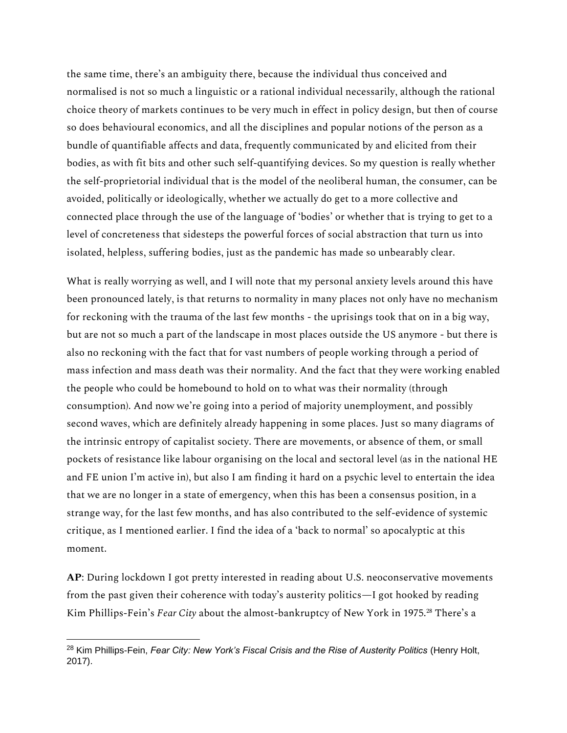the same time, there's an ambiguity there, because the individual thus conceived and normalised is not so much a linguistic or a rational individual necessarily, although the rational choice theory of markets continues to be very much in effect in policy design, but then of course so does behavioural economics, and all the disciplines and popular notions of the person as a bundle of quantifiable affects and data, frequently communicated by and elicited from their bodies, as with fit bits and other such self-quantifying devices. So my question is really whether the self-proprietorial individual that is the model of the neoliberal human, the consumer, can be avoided, politically or ideologically, whether we actually do get to a more collective and connected place through the use of the language of 'bodies' or whether that is trying to get to a level of concreteness that sidesteps the powerful forces of social abstraction that turn us into isolated, helpless, suffering bodies, just as the pandemic has made so unbearably clear.

What is really worrying as well, and I will note that my personal anxiety levels around this have been pronounced lately, is that returns to normality in many places not only have no mechanism for reckoning with the trauma of the last few months - the uprisings took that on in a big way, but are not so much a part of the landscape in most places outside the US anymore - but there is also no reckoning with the fact that for vast numbers of people working through a period of mass infection and mass death was their normality. And the fact that they were working enabled the people who could be homebound to hold on to what was their normality (through consumption). And now we're going into a period of majority unemployment, and possibly second waves, which are definitely already happening in some places. Just so many diagrams of the intrinsic entropy of capitalist society. There are movements, or absence of them, or small pockets of resistance like labour organising on the local and sectoral level (as in the national HE and FE union I'm active in), but also I am finding it hard on a psychic level to entertain the idea that we are no longer in a state of emergency, when this has been a consensus position, in a strange way, for the last few months, and has also contributed to the self-evidence of systemic critique, as I mentioned earlier. I find the idea of a 'back to normal' so apocalyptic at this moment.

**AP**: During lockdown I got pretty interested in reading about U.S. neoconservative movements from the past given their coherence with today's austerity politics—I got hooked by reading Kim Phillips-Fein's *Fear City* about the almost-bankruptcy of New York in 1975.[28] There's a

[28] Kim Phillips-Fein, *Fear City: New York's Fiscal Crisis and the Rise of Austerity Politics* (Henry Holt, 2017).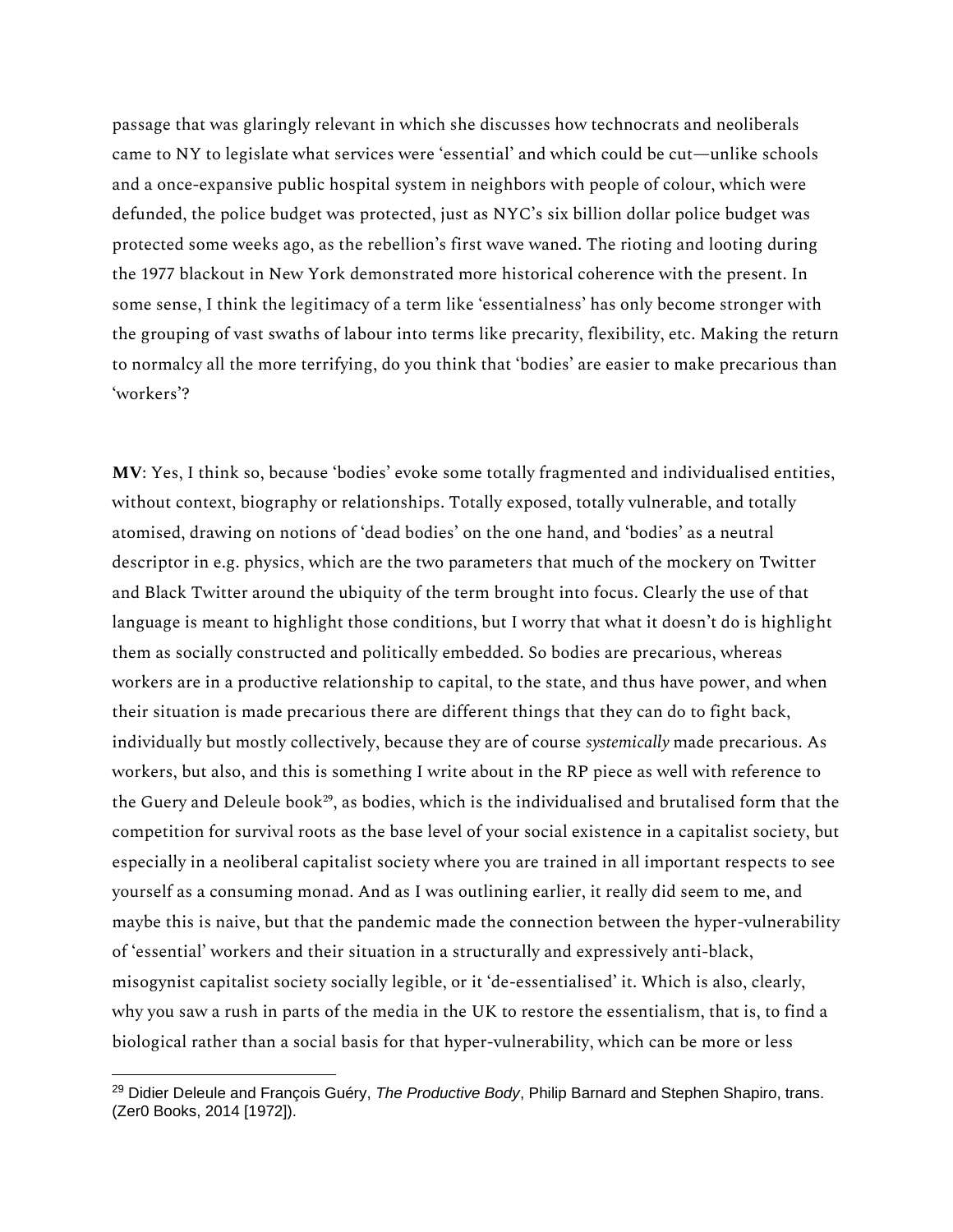passage that was glaringly relevant in which she discusses how technocrats and neoliberals came to NY to legislate what services were 'essential' and which could be cut—unlike schools and a once-expansive public hospital system in neighbors with people of colour, which were defunded, the police budget was protected, just as NYC's six billion dollar police budget was protected some weeks ago, as the rebellion's first wave waned. The rioting and looting during the 1977 blackout in New York demonstrated more historical coherence with the present. In some sense, I think the legitimacy of a term like 'essentialness' has only become stronger with the grouping of vast swaths of labour into terms like precarity, flexibility, etc. Making the return to normalcy all the more terrifying, do you think that 'bodies' are easier to make precarious than 'workers'?

**MV**: Yes, I think so, because 'bodies' evoke some totally fragmented and individualised entities, without context, biography or relationships. Totally exposed, totally vulnerable, and totally atomised, drawing on notions of 'dead bodies' on the one hand, and 'bodies' as a neutral descriptor in e.g. physics, which are the two parameters that much of the mockery on Twitter and Black Twitter around the ubiquity of the term brought into focus. Clearly the use of that language is meant to highlight those conditions, but I worry that what it doesn't do is highlight them as socially constructed and politically embedded. So bodies are precarious, whereas workers are in a productive relationship to capital, to the state, and thus have power, and when their situation is made precarious there are different things that they can do to fight back, individually but mostly collectively, because they are of course *systemically* made precarious. As workers, but also, and this is something I write about in the RP piece as well with reference to the Guery and Deleule book[29], as bodies, which is the individualised and brutalised form that the competition for survival roots as the base level of your social existence in a capitalist society, but especially in a neoliberal capitalist society where you are trained in all important respects to see yourself as a consuming monad. And as I was outlining earlier, it really did seem to me, and maybe this is naive, but that the pandemic made the connection between the hyper-vulnerability of 'essential' workers and their situation in a structurally and expressively anti-black, misogynist capitalist society socially legible, or it 'de-essentialised' it. Which is also, clearly, why you saw a rush in parts of the media in the UK to restore the essentialism, that is, to find a biological rather than a social basis for that hyper-vulnerability, which can be more or less

[29] Didier Deleule and François Guéry, *The Productive Body*, Philip Barnard and Stephen Shapiro, trans. (Zer0 Books, 2014 [1972]).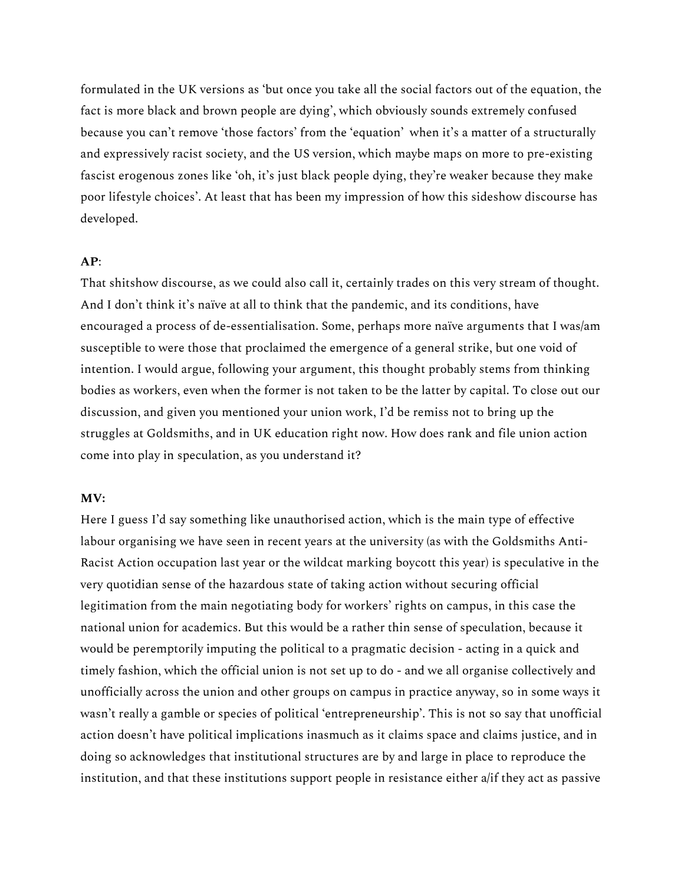formulated in the UK versions as 'but once you take all the social factors out of the equation, the fact is more black and brown people are dying', which obviously sounds extremely confused because you can't remove 'those factors' from the 'equation' when it's a matter of a structurally and expressively racist society, and the US version, which maybe maps on more to pre-existing fascist erogenous zones like 'oh, it's just black people dying, they're weaker because they make poor lifestyle choices'. At least that has been my impression of how this sideshow discourse has developed.

**AP**:
That shitshow discourse, as we could also call it, certainly trades on this very stream of thought. And I don't think it's naïve at all to think that the pandemic, and its conditions, have encouraged a process of de-essentialisation. Some, perhaps more naïve arguments that I was/am susceptible to were those that proclaimed the emergence of a general strike, but one void of intention. I would argue, following your argument, this thought probably stems from thinking bodies as workers, even when the former is not taken to be the latter by capital. To close out our discussion, and given you mentioned your union work, I'd be remiss not to bring up the struggles at Goldsmiths, and in UK education right now. How does rank and file union action come into play in speculation, as you understand it?

**MV:**
Here I guess I'd say something like unauthorised action, which is the main type of effective labour organising we have seen in recent years at the university (as with the Goldsmiths Anti-Racist Action occupation last year or the wildcat marking boycott this year) is speculative in the very quotidian sense of the hazardous state of taking action without securing official legitimation from the main negotiating body for workers' rights on campus, in this case the national union for academics. But this would be a rather thin sense of speculation, because it would be peremptorily imputing the political to a pragmatic decision - acting in a quick and timely fashion, which the official union is not set up to do - and we all organise collectively and unofficially across the union and other groups on campus in practice anyway, so in some ways it wasn't really a gamble or species of political 'entrepreneurship'. This is not so say that unofficial action doesn't have political implications inasmuch as it claims space and claims justice, and in doing so acknowledges that institutional structures are by and large in place to reproduce the institution, and that these institutions support people in resistance either a/if they act as passive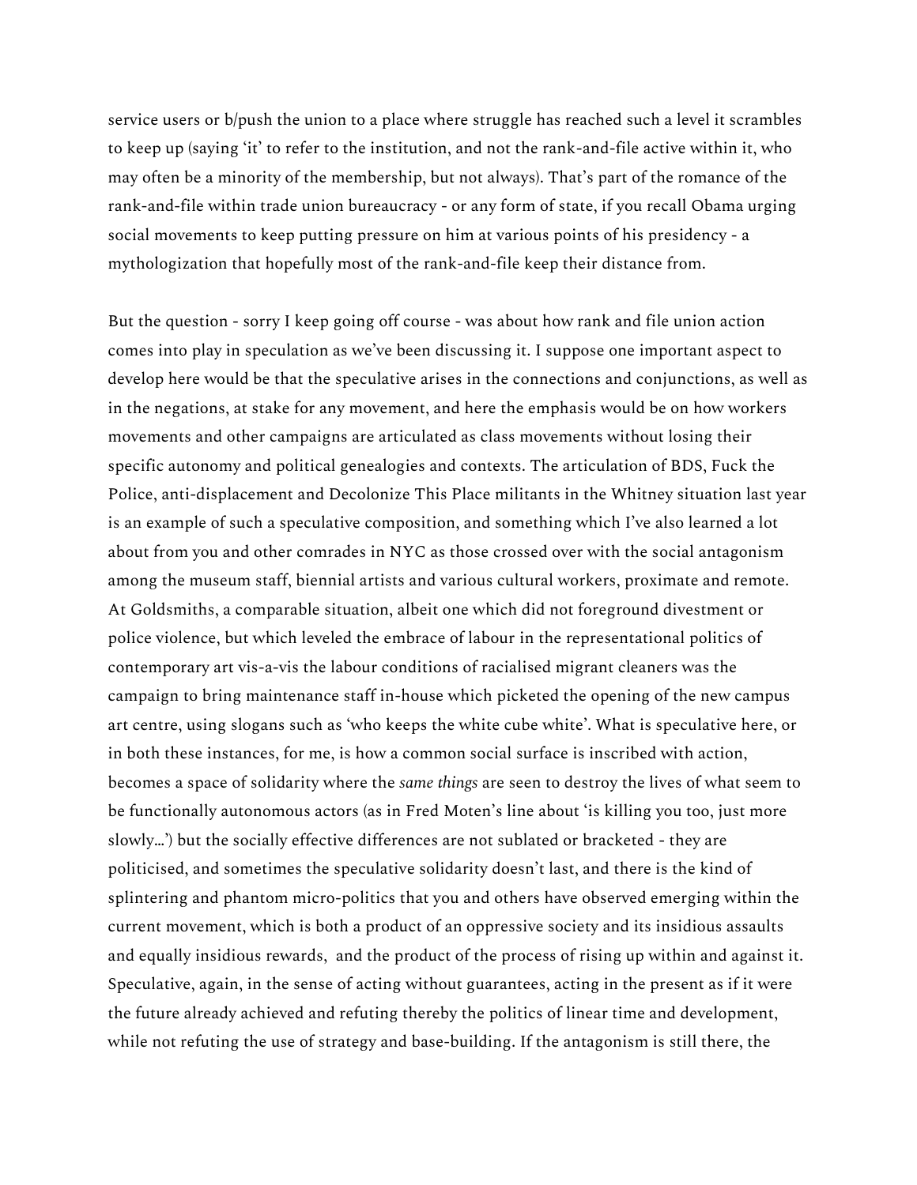service users or b/push the union to a place where struggle has reached such a level it scrambles to keep up (saying 'it' to refer to the institution, and not the rank-and-file active within it, who may often be a minority of the membership, but not always). That's part of the romance of the rank-and-file within trade union bureaucracy - or any form of state, if you recall Obama urging social movements to keep putting pressure on him at various points of his presidency - a mythologization that hopefully most of the rank-and-file keep their distance from.

But the question - sorry I keep going off course - was about how rank and file union action comes into play in speculation as we've been discussing it. I suppose one important aspect to develop here would be that the speculative arises in the connections and conjunctions, as well as in the negations, at stake for any movement, and here the emphasis would be on how workers movements and other campaigns are articulated as class movements without losing their specific autonomy and political genealogies and contexts. The articulation of BDS, Fuck the Police, anti-displacement and Decolonize This Place militants in the Whitney situation last year is an example of such a speculative composition, and something which I've also learned a lot about from you and other comrades in NYC as those crossed over with the social antagonism among the museum staff, biennial artists and various cultural workers, proximate and remote. At Goldsmiths, a comparable situation, albeit one which did not foreground divestment or police violence, but which leveled the embrace of labour in the representational politics of contemporary art vis-a-vis the labour conditions of racialised migrant cleaners was the campaign to bring maintenance staff in-house which picketed the opening of the new campus art centre, using slogans such as 'who keeps the white cube white'. What is speculative here, or in both these instances, for me, is how a common social surface is inscribed with action, becomes a space of solidarity where the *same things* are seen to destroy the lives of what seem to be functionally autonomous actors (as in Fred Moten's line about 'is killing you too, just more slowly…') but the socially effective differences are not sublated or bracketed - they are politicised, and sometimes the speculative solidarity doesn't last, and there is the kind of splintering and phantom micro-politics that you and others have observed emerging within the current movement, which is both a product of an oppressive society and its insidious assaults and equally insidious rewards, and the product of the process of rising up within and against it. Speculative, again, in the sense of acting without guarantees, acting in the present as if it were the future already achieved and refuting thereby the politics of linear time and development, while not refuting the use of strategy and base-building. If the antagonism is still there, the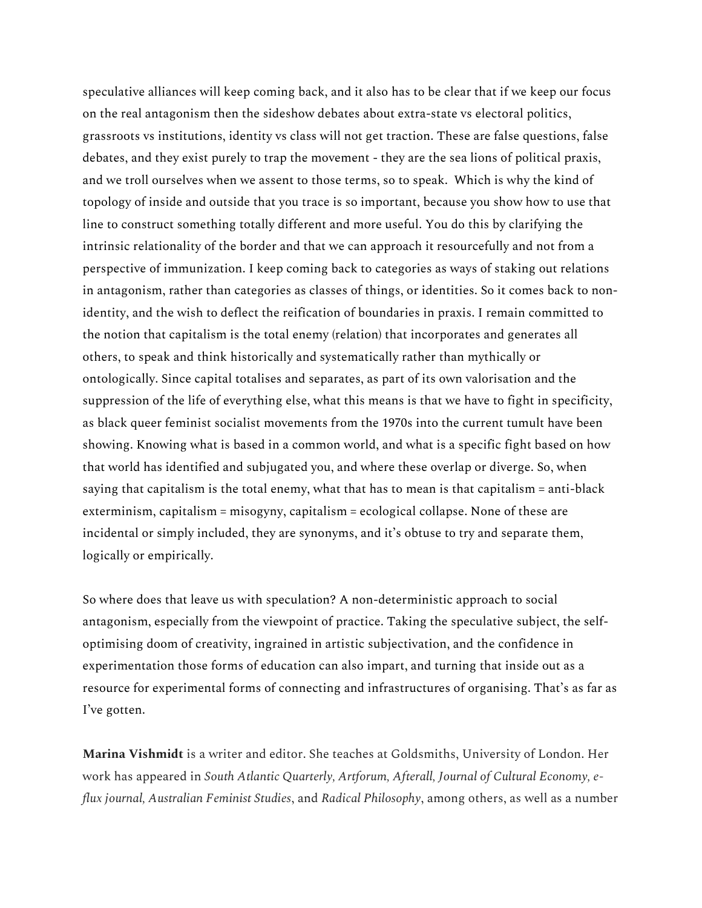speculative alliances will keep coming back, and it also has to be clear that if we keep our focus on the real antagonism then the sideshow debates about extra-state vs electoral politics, grassroots vs institutions, identity vs class will not get traction. These are false questions, false debates, and they exist purely to trap the movement - they are the sea lions of political praxis, and we troll ourselves when we assent to those terms, so to speak.  Which is why the kind of topology of inside and outside that you trace is so important, because you show how to use that line to construct something totally different and more useful. You do this by clarifying the intrinsic relationality of the border and that we can approach it resourcefully and not from a perspective of immunization. I keep coming back to categories as ways of staking out relations in antagonism, rather than categories as classes of things, or identities. So it comes back to non-identity, and the wish to deflect the reification of boundaries in praxis. I remain committed to the notion that capitalism is the total enemy (relation) that incorporates and generates all others, to speak and think historically and systematically rather than mythically or ontologically. Since capital totalises and separates, as part of its own valorisation and the suppression of the life of everything else, what this means is that we have to fight in specificity, as black queer feminist socialist movements from the 1970s into the current tumult have been showing. Knowing what is based in a common world, and what is a specific fight based on how that world has identified and subjugated you, and where these overlap or diverge. So, when saying that capitalism is the total enemy, what that has to mean is that capitalism = anti-black exterminism, capitalism = misogyny, capitalism = ecological collapse. None of these are incidental or simply included, they are synonyms, and it's obtuse to try and separate them, logically or empirically.

So where does that leave us with speculation? A non-deterministic approach to social antagonism, especially from the viewpoint of practice. Taking the speculative subject, the self-optimising doom of creativity, ingrained in artistic subjectivation, and the confidence in experimentation those forms of education can also impart, and turning that inside out as a resource for experimental forms of connecting and infrastructures of organising. That's as far as I've gotten.

**Marina Vishmidt** is a writer and editor. She teaches at Goldsmiths, University of London. Her work has appeared in *South Atlantic Quarterly, Artforum, Afterall, Journal of Cultural Economy, e-flux journal, Australian Feminist Studies*, and *Radical Philosophy*, among others, as well as a number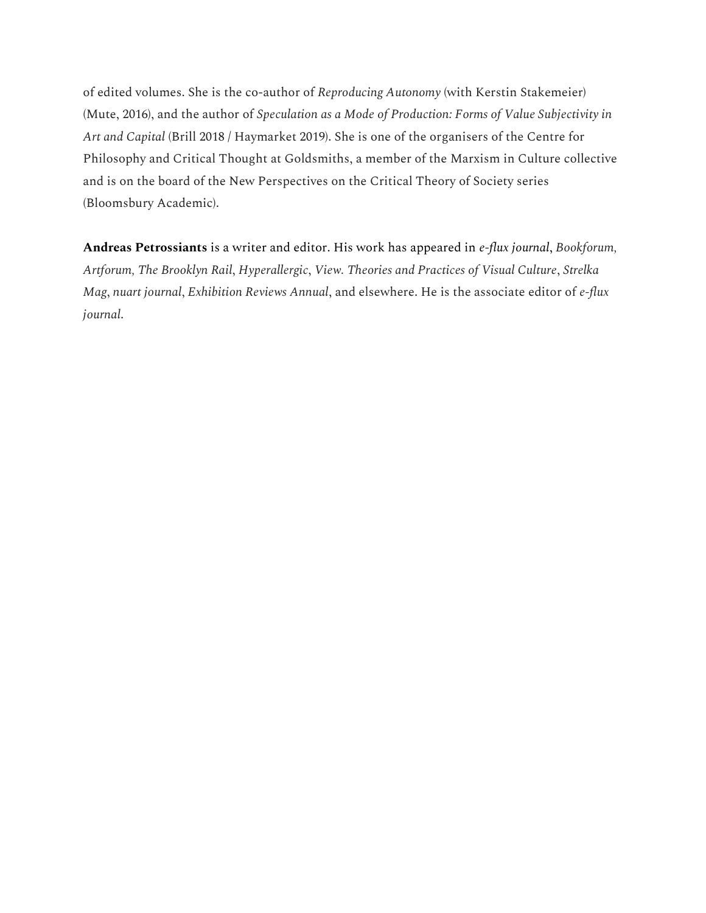of edited volumes. She is the co-author of *Reproducing Autonomy* (with Kerstin Stakemeier) (Mute, 2016), and the author of *Speculation as a Mode of Production: Forms of Value Subjectivity in Art and Capital* (Brill 2018 / Haymarket 2019). She is one of the organisers of the Centre for Philosophy and Critical Thought at Goldsmiths, a member of the Marxism in Culture collective and is on the board of the New Perspectives on the Critical Theory of Society series (Bloomsbury Academic).

**Andreas Petrossiants** is a writer and editor. His work has appeared in *e-flux journal*, *Bookforum, Artforum, The Brooklyn Rail*, *Hyperallergic*, *View. Theories and Practices of Visual Culture*, *Strelka Mag*, *nuart journal*, *Exhibition Reviews Annual*, and elsewhere. He is the associate editor of *e-flux journal*.